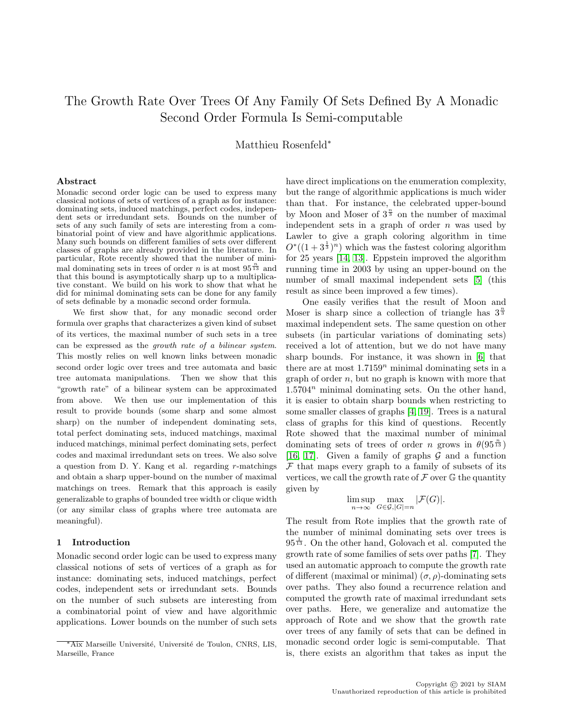# The Growth Rate Over Trees Of Any Family Of Sets Defined By A Monadic Second Order Formula Is Semi-computable

Matthieu Rosenfeld*

### Abstract

Monadic second order logic can be used to express many classical notions of sets of vertices of a graph as for instance: dominating sets, induced matchings, perfect codes, independent sets or irredundant sets. Bounds on the number of sets of any such family of sets are interesting from a combinatorial point of view and have algorithmic applications. Many such bounds on different families of sets over different classes of graphs are already provided in the literature. In particular, Rote recently showed that the number of minimal dominating sets in trees of order $n$ is at most $95^{\frac{n}{13}}$ and that this bound is asymptotically sharp up to a multiplicative constant. We build on his work to show that what he did for minimal dominating sets can be done for any family of sets definable by a monadic second order formula.

We first show that, for any monadic second order formula over graphs that characterizes a given kind of subset of its vertices, the maximal number of such sets in a tree can be expressed as the *growth rate of a bilinear system*. This mostly relies on well known links between monadic second order logic over trees and tree automata and basic tree automata manipulations. Then we show that this "growth rate" of a bilinear system can be approximated from above. We then use our implementation of this result to provide bounds (some sharp and some almost sharp) on the number of independent dominating sets, total perfect dominating sets, induced matchings, maximal induced matchings, minimal perfect dominating sets, perfect codes and maximal irredundant sets on trees. We also solve a question from D. Y. Kang et al. regarding $r$-matchings and obtain a sharp upper-bound on the number of maximal matchings on trees. Remark that this approach is easily generalizable to graphs of bounded tree width or clique width (or any similar class of graphs where tree automata are meaningful).

## 1 Introduction

Monadic second order logic can be used to express many classical notions of sets of vertices of a graph as for instance: dominating sets, induced matchings, perfect codes, independent sets or irredundant sets. Bounds on the number of such subsets are interesting from a combinatorial point of view and have algorithmic applications. Lower bounds on the number of such sets have direct implications on the enumeration complexity, but the range of algorithmic applications is much wider than that. For instance, the celebrated upper-bound by Moon and Moser of $3^{\frac{n}{3}}$ on the number of maximal independent sets in a graph of order $n$ was used by Lawler to give a graph coloring algorithm in time $O^*((1+3^{\frac{1}{3}})^n)$ which was the fastest coloring algorithm for 25 years [14, 13]. Eppstein improved the algorithm running time in 2003 by using an upper-bound on the number of small maximal independent sets [5] (this result as since been improved a few times).

One easily verifies that the result of Moon and Moser is sharp since a collection of triangle has $3^{\frac{n}{3}}$ maximal independent sets. The same question on other subsets (in particular variations of dominating sets) received a lot of attention, but we do not have many sharp bounds. For instance, it was shown in [6] that there are at most $1.7159^n$ minimal dominating sets in a graph of order $n$, but no graph is known with more that $1.5704^n$ minimal dominating sets. On the other hand, it is easier to obtain sharp bounds when restricting to some smaller classes of graphs [4, 19]. Trees is a natural class of graphs for this kind of questions. Recently Rote showed that the maximal number of minimal dominating sets of trees of order $n$ grows in $\theta(95^{\frac{n}{13}})$ [16, 17]. Given a family of graphs $\mathcal{G}$ and a function $\mathcal{F}$ that maps every graph to a family of subsets of its vertices, we call the growth rate of $\mathcal{F}$ over $\mathbb{G}$ the quantity given by

$$\limsup_{n\to\infty} \max_{G\in\mathcal{G},|G|=n} |\mathcal{F}(G)|.$$

The result from Rote implies that the growth rate of the number of minimal dominating sets over trees is $95^{\frac{1}{13}}$. On the other hand, Golovach et al. computed the growth rate of some families of sets over paths [7]. They used an automatic approach to compute the growth rate of different (maximal or minimal) $(\sigma,\rho)$-dominating sets over paths. They also found a recurrence relation and computed the growth rate of maximal irredundant sets over paths. Here, we generalize and automatize the approach of Rote and we show that the growth rate over trees of any family of sets that can be defined in monadic second order logic is semi-computable. That is, there exists an algorithm that takes as input the

---

*Aix Marseille Université, Université de Toulon, CNRS, LIS, Marseille, France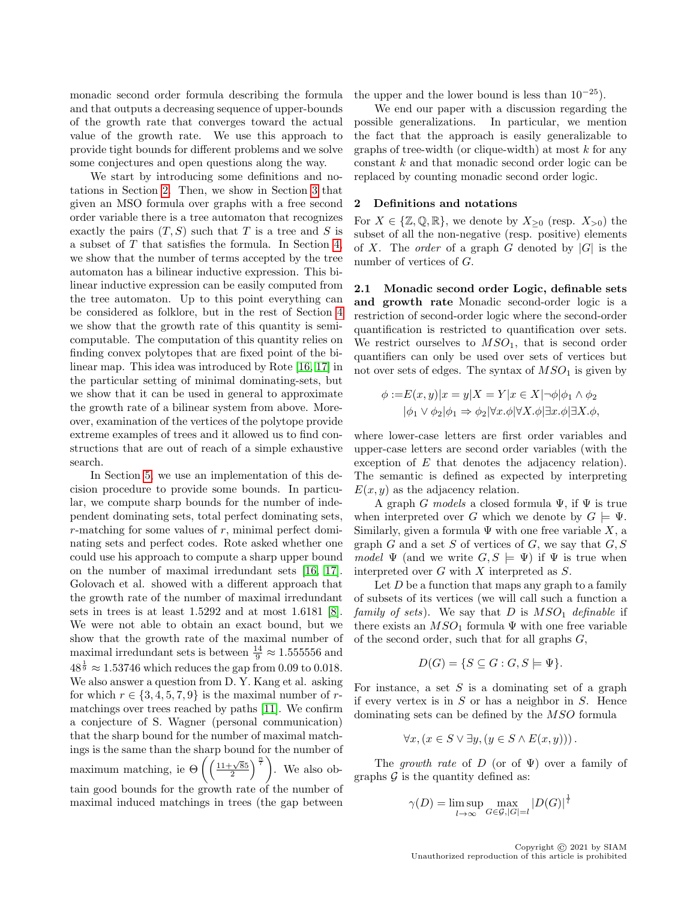monadic second order formula describing the formula and that outputs a decreasing sequence of upper-bounds of the growth rate that converges toward the actual value of the growth rate. We use this approach to provide tight bounds for different problems and we solve some conjectures and open questions along the way.

We start by introducing some definitions and notations in Section 2. Then, we show in Section 3 that given an MSO formula over graphs with a free second order variable there is a tree automaton that recognizes exactly the pairs $(T, S)$ such that $T$ is a tree and $S$ is a subset of $T$ that satisfies the formula. In Section 4, we show that the number of terms accepted by the tree automaton has a bilinear inductive expression. This bilinear inductive expression can be easily computed from the tree automaton. Up to this point everything can be considered as folklore, but in the rest of Section 4 we show that the growth rate of this quantity is semi-computable. The computation of this quantity relies on finding convex polytopes that are fixed point of the bilinear map. This idea was introduced by Rote [16, 17] in the particular setting of minimal dominating-sets, but we show that it can be used in general to approximate the growth rate of a bilinear system from above. Moreover, examination of the vertices of the polytope provide extreme examples of trees and it allowed us to find constructions that are out of reach of a simple exhaustive search.

In Section 5, we use an implementation of this decision procedure to provide some bounds. In particular, we compute sharp bounds for the number of independent dominating sets, total perfect dominating sets, $r$-matching for some values of $r$, minimal perfect dominating sets and perfect codes. Rote asked whether one could use his approach to compute a sharp upper bound on the number of maximal irredundant sets [16, 17]. Golovach et al. showed with a different approach that the growth rate of the number of maximal irredundant sets in trees is at least 1.5292 and at most 1.6181 [8]. We were not able to obtain an exact bound, but we show that the growth rate of the maximal number of maximal irredundant sets is between $\frac{14}{9} \approx 1.555556$ and $48^{\frac{1}{9}} \approx 1.53746$ which reduces the gap from 0.09 to 0.018. We also answer a question from D. Y. Kang et al. asking for which $r \in \{3, 4, 5, 7, 9\}$ is the maximal number of $r$-matchings over trees reached by paths [11]. We confirm a conjecture of S. Wagner (personal communication) that the sharp bound for the number of maximal matchings is the same than the sharp bound for the number of maximum matching, ie $\Theta\left(\left(\frac{11+\sqrt{85}}{2}\right)^{\frac{n}{7}}\right)$. We also obtain good bounds for the growth rate of the number of maximal induced matchings in trees (the gap between the upper and the lower bound is less than $10^{-25}$).

We end our paper with a discussion regarding the possible generalizations. In particular, we mention the fact that the approach is easily generalizable to graphs of tree-width (or clique-width) at most $k$ for any constant $k$ and that monadic second order logic can be replaced by counting monadic second order logic.

## 2 Definitions and notations

For $X \in \{\mathbb{Z}, \mathbb{Q}, \mathbb{R}\}$, we denote by $X_{\geq 0}$ (resp. $X_{>0}$) the subset of all the non-negative (resp. positive) elements of $X$. The *order* of a graph $G$ denoted by $|G|$ is the number of vertices of $G$.

### 2.1 Monadic second order Logic, definable sets and growth rate

Monadic second-order logic is a restriction of second-order logic where the second-order quantification is restricted to quantification over sets. We restrict ourselves to $MSO_1$, that is second order quantifiers can only be used over sets of vertices but not over sets of edges. The syntax of $MSO_1$ is given by

$$\begin{aligned}\phi := & E(x,y) | x = y | X = Y | x \in X | \neg\phi | \phi_1 \wedge \phi_2 \\ & | \phi_1 \vee \phi_2 | \phi_1 \Rightarrow \phi_2 | \forall x.\phi | \forall X.\phi | \exists x.\phi | \exists X.\phi,\end{aligned}$$

where lower-case letters are first order variables and upper-case letters are second order variables (with the exception of $E$ that denotes the adjacency relation). The semantic is defined as expected by interpreting $E(x, y)$ as the adjacency relation.

A graph $G$ *models* a closed formula $\Psi$, if $\Psi$ is true when interpreted over $G$ which we denote by $G \models \Psi$. Similarly, given a formula $\Psi$ with one free variable $X$, a graph $G$ and a set $S$ of vertices of $G$, we say that $G, S$ *model* $\Psi$ (and we write $G, S \models \Psi$) if $\Psi$ is true when interpreted over $G$ with $X$ interpreted as $S$.

Let $D$ be a function that maps any graph to a family of subsets of its vertices (we will call such a function a *family of sets*). We say that $D$ is *$MSO_1$ definable* if there exists an $MSO_1$ formula $\Psi$ with one free variable of the second order, such that for all graphs $G$,

$$D(G) = \{S \subseteq G : G, S \models \Psi\}.$$

For instance, a set $S$ is a dominating set of a graph if every vertex is in $S$ or has a neighbor in $S$. Hence dominating sets can be defined by the $MSO$ formula

$$\forall x, (x \in S \vee \exists y, (y \in S \wedge E(x,y))).$$

The *growth rate* of $D$ (or of $\Psi$) over a family of graphs $\mathcal{G}$ is the quantity defined as:

$$\gamma(D) = \limsup_{l \to \infty} \max_{G \in \mathcal{G}, |G| = l} |D(G)|^{\frac{1}{l}}$$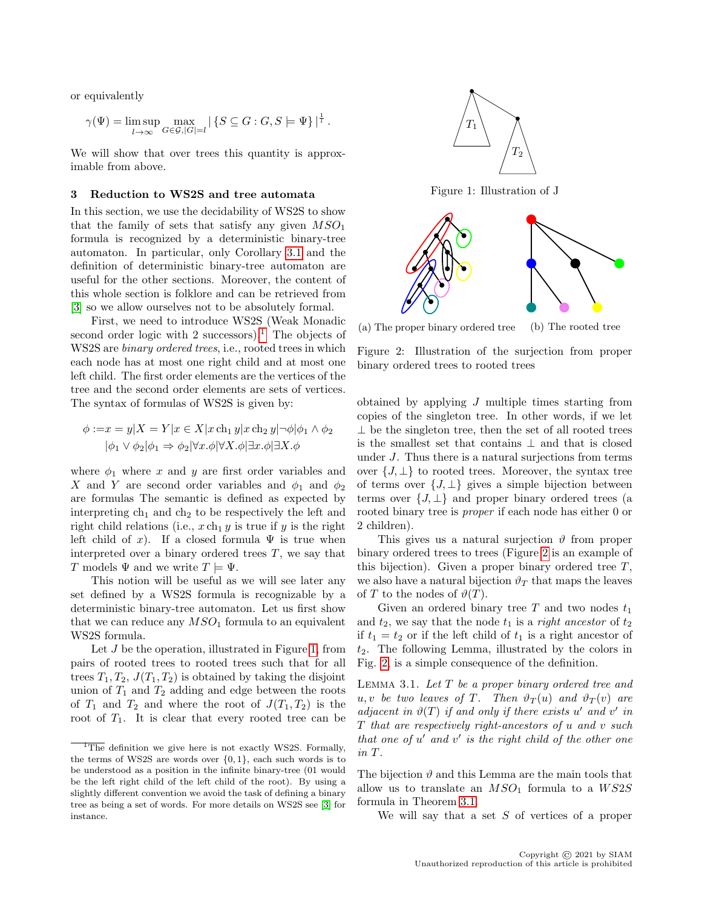or equivalently

$$\gamma(\Psi) = \limsup_{l\to\infty} \max_{G\in\mathcal{G},|G|=l} |\{S \subseteq G : G, S \models \Psi\}|^{\frac{1}{l}}.$$

We will show that over trees this quantity is approximable from above.

## 3 Reduction to WS2S and tree automata

In this section, we use the decidability of WS2S to show that the family of sets that satisfy any given $MSO_1$ formula is recognized by a deterministic binary-tree automaton. In particular, only Corollary 3.1 and the definition of deterministic binary-tree automaton are useful for the other sections. Moreover, the content of this whole section is folklore and can be retrieved from [3] so we allow ourselves not to be absolutely formal.

First, we need to introduce WS2S (Weak Monadic second order logic with 2 successors).[1] The objects of WS2S are *binary ordered trees*, i.e., rooted trees in which each node has at most one right child and at most one left child. The first order elements are the vertices of the tree and the second order elements are sets of vertices. The syntax of formulas of WS2S is given by:

$$\phi := x = y | X = Y | x \in X | x \operatorname{ch}_1 y | x \operatorname{ch}_2 y | \neg\phi | \phi_1 \wedge \phi_2$$
$$| \phi_1 \vee \phi_2 | \phi_1 \Rightarrow \phi_2 | \forall x.\phi | \forall X.\phi | \exists x.\phi | \exists X.\phi$$

where $\phi_1$ where $x$ and $y$ are first order variables and $X$ and $Y$ are second order variables and $\phi_1$ and $\phi_2$ are formulas The semantic is defined as expected by interpreting $\operatorname{ch}_1$ and $\operatorname{ch}_2$ to be respectively the left and right child relations (i.e., $x \operatorname{ch}_1 y$ is true if $y$ is the right left child of $x$). If a closed formula $\Psi$ is true when interpreted over a binary ordered trees $T$, we say that $T$ models $\Psi$ and we write $T \models \Psi$.

This notion will be useful as we will see later any set defined by a WS2S formula is recognizable by a deterministic binary-tree automaton. Let us first show that we can reduce any $MSO_1$ formula to an equivalent WS2S formula.

Let $J$ be the operation, illustrated in Figure 1, from pairs of rooted trees to rooted trees such that for all trees $T_1, T_2$, $J(T_1, T_2)$ is obtained by taking the disjoint union of $T_1$ and $T_2$ adding and edge between the roots of $T_1$ and $T_2$ and where the root of $J(T_1, T_2)$ is the root of $T_1$. It is clear that every rooted tree can be obtained by applying $J$ multiple times starting from copies of the singleton tree. In other words, if we let $\perp$ be the singleton tree, then the set of all rooted trees is the smallest set that contains $\perp$ and that is closed under $J$. Thus there is a natural surjections from terms over $\{J, \perp\}$ to rooted trees. Moreover, the syntax tree of terms over $\{J, \perp\}$ gives a simple bijection between terms over $\{J, \perp\}$ and proper binary ordered trees (a rooted binary tree is *proper* if each node has either 0 or 2 children).

Figure 1: Illustration of J

(a) The proper binary ordered tree (b) The rooted tree

Figure 2: Illustration of the surjection from proper binary ordered trees to rooted trees

This gives us a natural surjection $\vartheta$ from proper binary ordered trees to trees (Figure 2 is an example of this bijection). Given a proper binary ordered tree $T$, we also have a natural bijection $\vartheta_T$ that maps the leaves of $T$ to the nodes of $\vartheta(T)$.

Given an ordered binary tree $T$ and two nodes $t_1$ and $t_2$, we say that the node $t_1$ is a *right ancestor* of $t_2$ if $t_1 = t_2$ or if the left child of $t_1$ is a right ancestor of $t_2$. The following Lemma, illustrated by the colors in Fig. 2, is a simple consequence of the definition.

Lemma 3.1. *Let $T$ be a proper binary ordered tree and $u, v$ be two leaves of $T$. Then $\vartheta_T(u)$ and $\vartheta_T(v)$ are adjacent in $\vartheta(T)$ if and only if there exists $u'$ and $v'$ in $T$ that are respectively right-ancestors of $u$ and $v$ such that one of $u'$ and $v'$ is the right child of the other one in $T$.*

The bijection $\vartheta$ and this Lemma are the main tools that allow us to translate an $MSO_1$ formula to a $WS2S$ formula in Theorem 3.1.

We will say that a set $S$ of vertices of a proper

[1] The definition we give here is not exactly WS2S. Formally, the terms of WS2S are words over $\{0, 1\}$, each such words is to be understood as a position in the infinite binary-tree (01 would be the left right child of the left child of the root). By using a slightly different convention we avoid the task of defining a binary tree as being a set of words. For more details on WS2S see [3] for instance.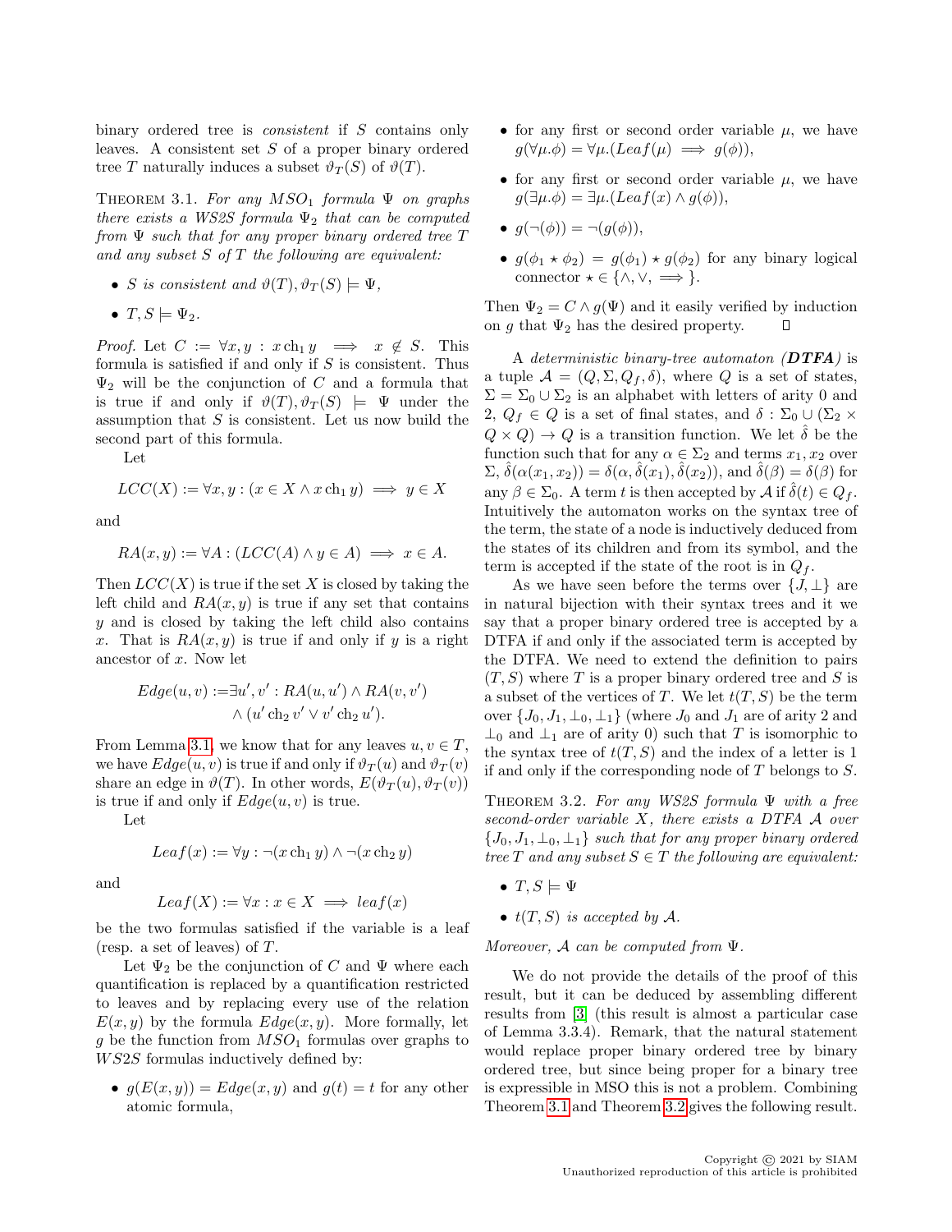binary ordered tree is *consistent* if $S$ contains only leaves. A consistent set $S$ of a proper binary ordered tree $T$ naturally induces a subset $\vartheta_T(S)$ of $\vartheta(T)$.

Theorem 3.1. *For any $MSO_1$ formula $\Psi$ on graphs there exists a WS2S formula $\Psi_2$ that can be computed from $\Psi$ such that for any proper binary ordered tree $T$ and any subset $S$ of $T$ the following are equivalent:*

- *$S$ is consistent and $\vartheta(T), \vartheta_T(S) \models \Psi$,*
- *$T, S \models \Psi_2$.*

*Proof.* Let $C := \forall x, y : x \operatorname{ch}_1 y \implies x \notin S$. This formula is satisfied if and only if $S$ is consistent. Thus $\Psi_2$ will be the conjunction of $C$ and a formula that is true if and only if $\vartheta(T), \vartheta_T(S) \models \Psi$ under the assumption that $S$ is consistent. Let us now build the second part of this formula.

Let

$$LCC(X) := \forall x, y : (x \in X \wedge x \operatorname{ch}_1 y) \implies y \in X$$

and

$$RA(x, y) := \forall A : (LCC(A) \wedge y \in A) \implies x \in A.$$

Then $LCC(X)$ is true if the set $X$ is closed by taking the left child and $RA(x, y)$ is true if any set that contains $y$ and is closed by taking the left child also contains $x$. That is $RA(x, y)$ is true if and only if $y$ is a right ancestor of $x$. Now let

$$Edge(u, v) := \exists u', v' : RA(u, u') \wedge RA(v, v') \wedge (u' \operatorname{ch}_2 v' \vee v' \operatorname{ch}_2 u').$$

From Lemma 3.1, we know that for any leaves $u, v \in T$, we have $Edge(u, v)$ is true if and only if $\vartheta_T(u)$ and $\vartheta_T(v)$ share an edge in $\vartheta(T)$. In other words, $E(\vartheta_T(u), \vartheta_T(v))$ is true if and only if $Edge(u, v)$ is true.

Let

$$Leaf(x) := \forall y : \neg(x \operatorname{ch}_1 y) \wedge \neg(x \operatorname{ch}_2 y)$$

and

$$Leaf(X) := \forall x : x \in X \implies leaf(x)$$

be the two formulas satisfied if the variable is a leaf (resp. a set of leaves) of $T$.

Let $\Psi_2$ be the conjunction of $C$ and $\Psi$ where each quantification is replaced by a quantification restricted to leaves and by replacing every use of the relation $E(x, y)$ by the formula $Edge(x, y)$. More formally, let $g$ be the function from $MSO_1$ formulas over graphs to $WS2S$ formulas inductively defined by:

- $g(E(x, y)) = Edge(x, y)$ and $g(t) = t$ for any other atomic formula,
- for any first or second order variable $\mu$, we have $g(\forall \mu.\phi) = \forall \mu.(Leaf(\mu) \implies g(\phi))$,
- for any first or second order variable $\mu$, we have $g(\exists \mu.\phi) = \exists \mu.(Leaf(x) \wedge g(\phi))$,
- $g(\neg(\phi)) = \neg(g(\phi))$,
- $g(\phi_1 \star \phi_2) = g(\phi_1) \star g(\phi_2)$ for any binary logical connector $\star \in \{\wedge, \vee, \implies\}$.

Then $\Psi_2 = C \wedge g(\Psi)$ and it easily verified by induction on $g$ that $\Psi_2$ has the desired property. $\square$

A *deterministic binary-tree automaton (**DTFA**)* is a tuple $\mathcal{A} = (Q, \Sigma, Q_f, \delta)$, where $Q$ is a set of states, $\Sigma = \Sigma_0 \cup \Sigma_2$ is an alphabet with letters of arity 0 and 2, $Q_f \in Q$ is a set of final states, and $\delta : \Sigma_0 \cup (\Sigma_2 \times Q \times Q) \to Q$ is a transition function. We let $\hat{\delta}$ be the function such that for any $\alpha \in \Sigma_2$ and terms $x_1, x_2$ over $\Sigma$, $\hat{\delta}(\alpha(x_1, x_2)) = \delta(\alpha, \hat{\delta}(x_1), \hat{\delta}(x_2))$, and $\hat{\delta}(\beta) = \delta(\beta)$ for any $\beta \in \Sigma_0$. A term $t$ is then accepted by $\mathcal{A}$ if $\hat{\delta}(t) \in Q_f$. Intuitively the automaton works on the syntax tree of the term, the state of a node is inductively deduced from the states of its children and from its symbol, and the term is accepted if the state of the root is in $Q_f$.

As we have seen before the terms over $\{J, \bot\}$ are in natural bijection with their syntax trees and it we say that a proper binary ordered tree is accepted by a DTFA if and only if the associated term is accepted by the DTFA. We need to extend the definition to pairs $(T, S)$ where $T$ is a proper binary ordered tree and $S$ is a subset of the vertices of $T$. We let $t(T, S)$ be the term over $\{J_0, J_1, \bot_0, \bot_1\}$ (where $J_0$ and $J_1$ are of arity 2 and $\bot_0$ and $\bot_1$ are of arity 0) such that $T$ is isomorphic to the syntax tree of $t(T, S)$ and the index of a letter is 1 if and only if the corresponding node of $T$ belongs to $S$.

Theorem 3.2. *For any WS2S formula $\Psi$ with a free second-order variable $X$, there exists a DTFA $\mathcal{A}$ over $\{J_0, J_1, \bot_0, \bot_1\}$ such that for any proper binary ordered tree $T$ and any subset $S \in T$ the following are equivalent:*

- *$T, S \models \Psi$*
- *$t(T, S)$ is accepted by $\mathcal{A}$.*

*Moreover, $\mathcal{A}$ can be computed from $\Psi$.*

We do not provide the details of the proof of this result, but it can be deduced by assembling different results from [3] (this result is almost a particular case of Lemma 3.3.4). Remark, that the natural statement would replace proper binary ordered tree by binary ordered tree, but since being proper for a binary tree is expressible in MSO this is not a problem. Combining Theorem 3.1 and Theorem 3.2 gives the following result.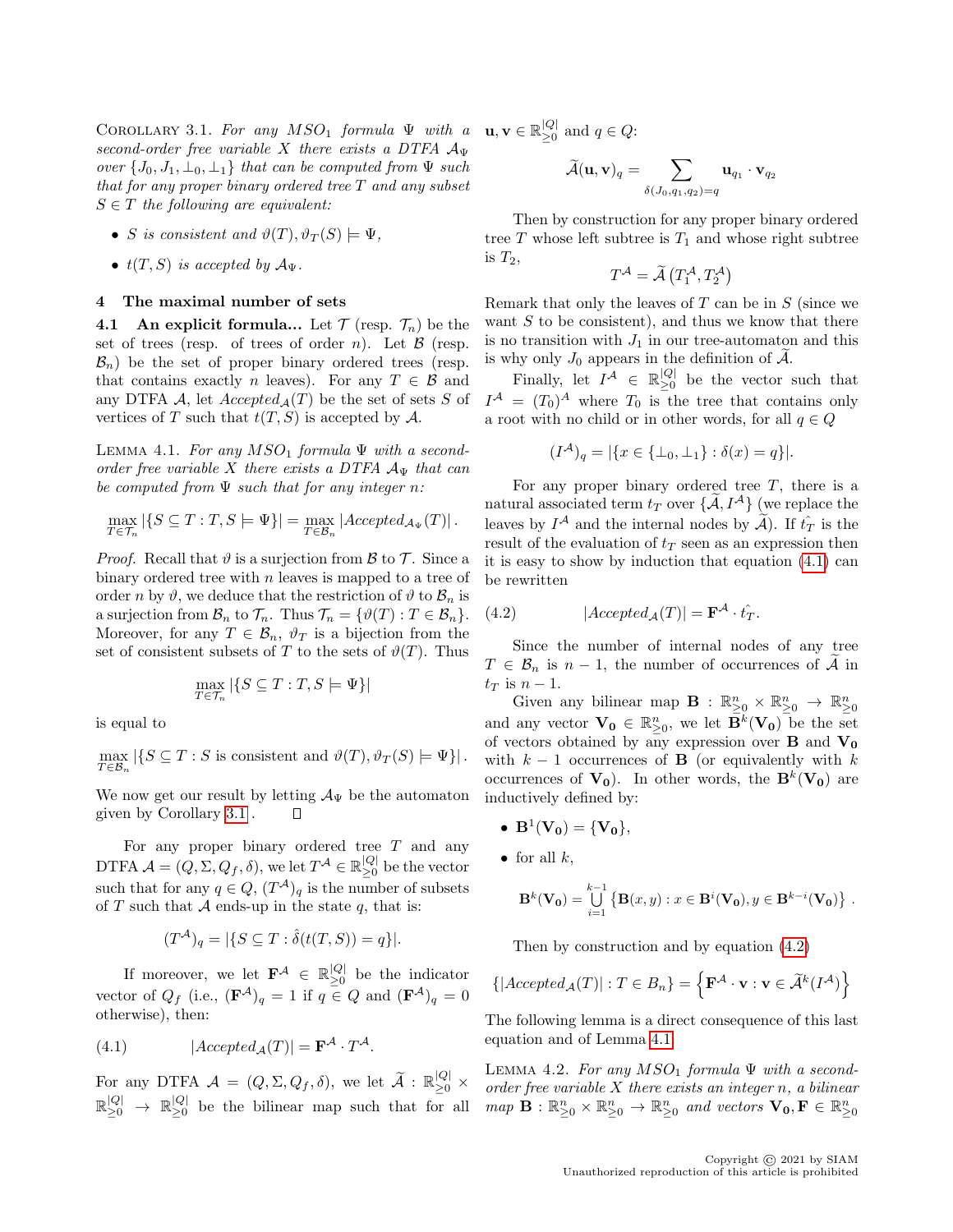Corollary 3.1. *For any $MSO_1$ formula $\Psi$ with a second-order free variable $X$ there exists a DTFA $\mathcal{A}_\Psi$ over $\{J_0, J_1, \perp_0, \perp_1\}$ that can be computed from $\Psi$ such that for any proper binary ordered tree $T$ and any subset $S \in T$ the following are equivalent:*

- *$S$ is consistent and $\vartheta(T), \vartheta_T(S) \models \Psi$,*
- *$t(T, S)$ is accepted by $\mathcal{A}_\Psi$.*

## 4 The maximal number of sets

**4.1 An explicit formula...** Let $\mathcal{T}$ (resp. $\mathcal{T}_n$) be the set of trees (resp. of trees of order $n$). Let $\mathcal{B}$ (resp. $\mathcal{B}_n$) be the set of proper binary ordered trees (resp. that contains exactly $n$ leaves). For any $T \in \mathcal{B}$ and any DTFA $\mathcal{A}$, let $Accepted_{\mathcal{A}}(T)$ be the set of sets $S$ of vertices of $T$ such that $t(T, S)$ is accepted by $\mathcal{A}$.

Lemma 4.1. *For any $MSO_1$ formula $\Psi$ with a second-order free variable $X$ there exists a DTFA $\mathcal{A}_\Psi$ that can be computed from $\Psi$ such that for any integer $n$:*

$$\max_{T \in \mathcal{T}_n} |\{S \subseteq T : T, S \models \Psi\}| = \max_{T \in \mathcal{B}_n} |Accepted_{\mathcal{A}_\Psi}(T)|.$$

*Proof.* Recall that $\vartheta$ is a surjection from $\mathcal{B}$ to $\mathcal{T}$. Since a binary ordered tree with $n$ leaves is mapped to a tree of order $n$ by $\vartheta$, we deduce that the restriction of $\vartheta$ to $\mathcal{B}_n$ is a surjection from $\mathcal{B}_n$ to $\mathcal{T}_n$. Thus $\mathcal{T}_n = \{\vartheta(T) : T \in \mathcal{B}_n\}$. Moreover, for any $T \in \mathcal{B}_n$, $\vartheta_T$ is a bijection from the set of consistent subsets of $T$ to the sets of $\vartheta(T)$. Thus

$$\max_{T \in \mathcal{T}_n} |\{S \subseteq T : T, S \models \Psi\}|$$

is equal to

$$\max_{T \in \mathcal{B}_n} |\{S \subseteq T : S \text{ is consistent and } \vartheta(T), \vartheta_T(S) \models \Psi\}|.$$

We now get our result by letting $\mathcal{A}_\Psi$ be the automaton given by Corollary 3.1. ∎

For any proper binary ordered tree $T$ and any DTFA $\mathcal{A} = (Q, \Sigma, Q_f, \delta)$, we let $T^{\mathcal{A}} \in \mathbb{R}_{\geq 0}^{|Q|}$ be the vector such that for any $q \in Q$, $(T^{\mathcal{A}})_q$ is the number of subsets of $T$ such that $\mathcal{A}$ ends-up in the state $q$, that is:

$$(T^{\mathcal{A}})_q = |\{S \subseteq T : \hat{\delta}(t(T, S)) = q\}|.$$

If moreover, we let $\mathbf{F}^{\mathcal{A}} \in \mathbb{R}_{\geq 0}^{|Q|}$ be the indicator vector of $Q_f$ (i.e., $(\mathbf{F}^{\mathcal{A}})_q = 1$ if $q \in Q$ and $(\mathbf{F}^{\mathcal{A}})_q = 0$ otherwise), then:

$$|Accepted_{\mathcal{A}}(T)| = \mathbf{F}^{\mathcal{A}} \cdot T^{\mathcal{A}}. \tag{4.1}$$

For any DTFA $\mathcal{A} = (Q, \Sigma, Q_f, \delta)$, we let $\widetilde{\mathcal{A}} : \mathbb{R}_{\geq 0}^{|Q|} \times \mathbb{R}_{\geq 0}^{|Q|} \to \mathbb{R}_{\geq 0}^{|Q|}$ be the bilinear map such that for all $\mathbf{u}, \mathbf{v} \in \mathbb{R}_{\geq 0}^{|Q|}$ and $q \in Q$:

$$\widetilde{\mathcal{A}}(\mathbf{u}, \mathbf{v})_q = \sum_{\delta(J_0, q_1, q_2) = q} \mathbf{u}_{q_1} \cdot \mathbf{v}_{q_2}$$

Then by construction for any proper binary ordered tree $T$ whose left subtree is $T_1$ and whose right subtree is $T_2$,

$$T^{\mathcal{A}} = \widetilde{\mathcal{A}}\left(T_1^{\mathcal{A}}, T_2^{\mathcal{A}}\right)$$

Remark that only the leaves of $T$ can be in $S$ (since we want $S$ to be consistent), and thus we know that there is no transition with $J_1$ in our tree-automaton and this is why only $J_0$ appears in the definition of $\widetilde{\mathcal{A}}$.

Finally, let $I^{\mathcal{A}} \in \mathbb{R}_{\geq 0}^{|Q|}$ be the vector such that $I^{\mathcal{A}} = (T_0)^{\mathcal{A}}$ where $T_0$ is the tree that contains only a root with no child or in other words, for all $q \in Q$

$$(I^{\mathcal{A}})_q = |\{x \in \{\perp_0, \perp_1\} : \delta(x) = q\}|.$$

For any proper binary ordered tree $T$, there is a natural associated term $t_T$ over $\{\widetilde{\mathcal{A}}, I^{\mathcal{A}}\}$ (we replace the leaves by $I^{\mathcal{A}}$ and the internal nodes by $\widetilde{\mathcal{A}}$). If $\hat{t_T}$ is the result of the evaluation of $t_T$ seen as an expression then it is easy to show by induction that equation (4.1) can be rewritten

$$|Accepted_{\mathcal{A}}(T)| = \mathbf{F}^{\mathcal{A}} \cdot \hat{t_T}. \tag{4.2}$$

Since the number of internal nodes of any tree $T \in \mathcal{B}_n$ is $n - 1$, the number of occurrences of $\widetilde{\mathcal{A}}$ in $t_T$ is $n - 1$.

Given any bilinear map $\mathbf{B} : \mathbb{R}_{\geq 0}^n \times \mathbb{R}_{\geq 0}^n \to \mathbb{R}_{\geq 0}^n$ and any vector $\mathbf{V_0} \in \mathbb{R}_{\geq 0}^n$, we let $\mathbf{B}^k(\mathbf{V_0})$ be the set of vectors obtained by any expression over $\mathbf{B}$ and $\mathbf{V_0}$ with $k - 1$ occurrences of $\mathbf{B}$ (or equivalently with $k$ occurrences of $\mathbf{V_0}$). In other words, the $\mathbf{B}^k(\mathbf{V_0})$ are inductively defined by:

- $\mathbf{B}^1(\mathbf{V_0}) = \{\mathbf{V_0}\}$,
- for all $k$,

$$\mathbf{B}^k(\mathbf{V_0}) = \bigcup_{i=1}^{k-1} \left\{\mathbf{B}(x, y) : x \in \mathbf{B}^i(\mathbf{V_0}), y \in \mathbf{B}^{k-i}(\mathbf{V_0})\right\}.$$

Then by construction and by equation (4.2)

$$\{|Accepted_{\mathcal{A}}(T)| : T \in B_n\} = \left\{\mathbf{F}^{\mathcal{A}} \cdot \mathbf{v} : \mathbf{v} \in \widetilde{\mathcal{A}}^k(I^{\mathcal{A}})\right\}$$

The following lemma is a direct consequence of this last equation and of Lemma 4.1.

Lemma 4.2. *For any $MSO_1$ formula $\Psi$ with a second-order free variable $X$ there exists an integer $n$, a bilinear map $\mathbf{B} : \mathbb{R}_{\geq 0}^n \times \mathbb{R}_{\geq 0}^n \to \mathbb{R}_{\geq 0}^n$ and vectors $\mathbf{V_0}, \mathbf{F} \in \mathbb{R}_{\geq 0}^n$*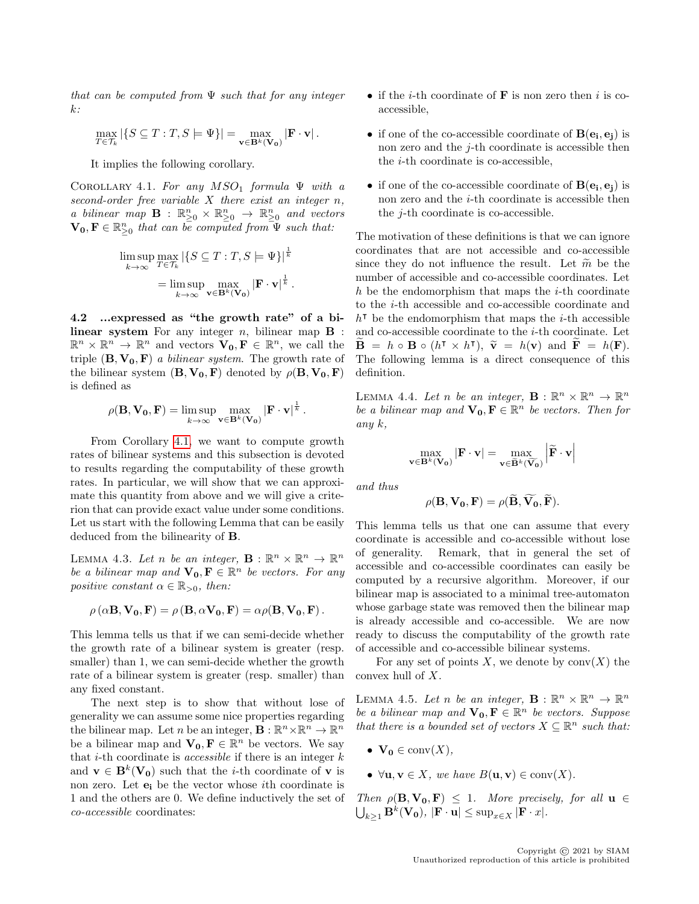that can be computed from $\Psi$ such that for any integer $k$:

$$\max_{T \in \mathcal{T}_k} |\{S \subseteq T : T, S \models \Psi\}| = \max_{\mathbf{v} \in \mathbf{B}^k(\mathbf{V_0})} |\mathbf{F} \cdot \mathbf{v}|.$$

It implies the following corollary.

Corollary 4.1. *For any $MSO_1$ formula $\Psi$ with a second-order free variable $X$ there exist an integer $n$, a bilinear map $\mathbf{B} : \mathbb{R}^n_{\geq 0} \times \mathbb{R}^n_{\geq 0} \to \mathbb{R}^n_{\geq 0}$ and vectors $\mathbf{V_0}, \mathbf{F} \in \mathbb{R}^n_{\geq 0}$ that can be computed from $\Psi$ such that:*

$$\limsup_{k\to\infty} \max_{T \in \mathcal{T}_k} |\{S \subseteq T : T, S \models \Psi\}|^{\frac{1}{k}} = \limsup_{k\to\infty} \max_{\mathbf{v} \in \mathbf{B}^k(\mathbf{V_0})} |\mathbf{F} \cdot \mathbf{v}|^{\frac{1}{k}}.$$

**4.2 ...expressed as "the growth rate" of a bilinear system** For any integer $n$, bilinear map $\mathbf{B} : \mathbb{R}^n \times \mathbb{R}^n \to \mathbb{R}^n$ and vectors $\mathbf{V_0}, \mathbf{F} \in \mathbb{R}^n$, we call the triple $(\mathbf{B}, \mathbf{V_0}, \mathbf{F})$ *a bilinear system*. The growth rate of the bilinear system $(\mathbf{B}, \mathbf{V_0}, \mathbf{F})$ denoted by $\rho(\mathbf{B}, \mathbf{V_0}, \mathbf{F})$ is defined as

$$\rho(\mathbf{B}, \mathbf{V_0}, \mathbf{F}) = \limsup_{k\to\infty} \max_{\mathbf{v} \in \mathbf{B}^k(\mathbf{V_0})} |\mathbf{F} \cdot \mathbf{v}|^{\frac{1}{k}}.$$

From Corollary 4.1, we want to compute growth rates of bilinear systems and this subsection is devoted to results regarding the computability of these growth rates. In particular, we will show that we can approximate this quantity from above and we will give a criterion that can provide exact value under some conditions. Let us start with the following Lemma that can be easily deduced from the bilinearity of $\mathbf{B}$.

Lemma 4.3. *Let $n$ be an integer, $\mathbf{B} : \mathbb{R}^n \times \mathbb{R}^n \to \mathbb{R}^n$ be a bilinear map and $\mathbf{V_0}, \mathbf{F} \in \mathbb{R}^n$ be vectors. For any positive constant $\alpha \in \mathbb{R}_{>0}$, then:*

$$\rho(\alpha\mathbf{B}, \mathbf{V_0}, \mathbf{F}) = \rho(\mathbf{B}, \alpha\mathbf{V_0}, \mathbf{F}) = \alpha\rho(\mathbf{B}, \mathbf{V_0}, \mathbf{F}).$$

This lemma tells us that if we can semi-decide whether the growth rate of a bilinear system is greater (resp. smaller) than 1, we can semi-decide whether the growth rate of a bilinear system is greater (resp. smaller) than any fixed constant.

The next step is to show that without lose of generality we can assume some nice properties regarding the bilinear map. Let $n$ be an integer, $\mathbf{B} : \mathbb{R}^n \times \mathbb{R}^n \to \mathbb{R}^n$ be a bilinear map and $\mathbf{V_0}, \mathbf{F} \in \mathbb{R}^n$ be vectors. We say that $i$-th coordinate is *accessible* if there is an integer $k$ and $\mathbf{v} \in \mathbf{B}^k(\mathbf{V_0})$ such that the $i$-th coordinate of $\mathbf{v}$ is non zero. Let $\mathbf{e_i}$ be the vector whose $i$th coordinate is 1 and the others are 0. We define inductively the set of *co-accessible* coordinates:

- if the $i$-th coordinate of $\mathbf{F}$ is non zero then $i$ is co-accessible,
- if one of the co-accessible coordinate of $\mathbf{B}(\mathbf{e_i}, \mathbf{e_j})$ is non zero and the $j$-th coordinate is accessible then the $i$-th coordinate is co-accessible,
- if one of the co-accessible coordinate of $\mathbf{B}(\mathbf{e_i}, \mathbf{e_j})$ is non zero and the $i$-th coordinate is accessible then the $j$-th coordinate is co-accessible.

The motivation of these definitions is that we can ignore coordinates that are not accessible and co-accessible since they do not influence the result. Let $\widetilde{m}$ be the number of accessible and co-accessible coordinates. Let $h$ be the endomorphism that maps the $i$-th coordinate to the $i$-th accessible and co-accessible coordinate and $h^\intercal$ be the endomorphism that maps the $i$-th accessible and co-accessible coordinate to the $i$-th coordinate. Let $\widetilde{\mathbf{B}} = h \circ \mathbf{B} \circ (h^\intercal \times h^\intercal)$, $\widetilde{\mathbf{v}} = h(\mathbf{v})$ and $\widetilde{\mathbf{F}} = h(\mathbf{F})$. The following lemma is a direct consequence of this definition.

Lemma 4.4. *Let $n$ be an integer, $\mathbf{B} : \mathbb{R}^n \times \mathbb{R}^n \to \mathbb{R}^n$ be a bilinear map and $\mathbf{V_0}, \mathbf{F} \in \mathbb{R}^n$ be vectors. Then for any $k$,*

$$\max_{\mathbf{v} \in \mathbf{B}^k(\mathbf{V_0})} |\mathbf{F} \cdot \mathbf{v}| = \max_{\mathbf{v} \in \widetilde{\mathbf{B}}^k(\widetilde{\mathbf{V_0}})} \left|\widetilde{\mathbf{F}} \cdot \mathbf{v}\right|$$

*and thus*

$$\rho(\mathbf{B}, \mathbf{V_0}, \mathbf{F}) = \rho(\widetilde{\mathbf{B}}, \widetilde{\mathbf{V_0}}, \widetilde{\mathbf{F}}).$$

This lemma tells us that one can assume that every coordinate is accessible and co-accessible without lose of generality. Remark, that in general the set of accessible and co-accessible coordinates can easily be computed by a recursive algorithm. Moreover, if our bilinear map is associated to a minimal tree-automaton whose garbage state was removed then the bilinear map is already accessible and co-accessible. We are now ready to discuss the computability of the growth rate of accessible and co-accessible bilinear systems.

For any set of points $X$, we denote by $\text{conv}(X)$ the convex hull of $X$.

Lemma 4.5. *Let $n$ be an integer, $\mathbf{B} : \mathbb{R}^n \times \mathbb{R}^n \to \mathbb{R}^n$ be a bilinear map and $\mathbf{V_0}, \mathbf{F} \in \mathbb{R}^n$ be vectors. Suppose that there is a bounded set of vectors $X \subseteq \mathbb{R}^n$ such that:*

- *$\mathbf{V_0} \in \text{conv}(X)$,*
- *$\forall \mathbf{u}, \mathbf{v} \in X$, we have $B(\mathbf{u}, \mathbf{v}) \in \text{conv}(X)$.*

*Then $\rho(\mathbf{B}, \mathbf{V_0}, \mathbf{F}) \leq 1$. More precisely, for all $\mathbf{u} \in \bigcup_{k\geq 1} \mathbf{B}^k(\mathbf{V_0})$, $|\mathbf{F} \cdot \mathbf{u}| \leq \sup_{x\in X} |\mathbf{F} \cdot x|$.*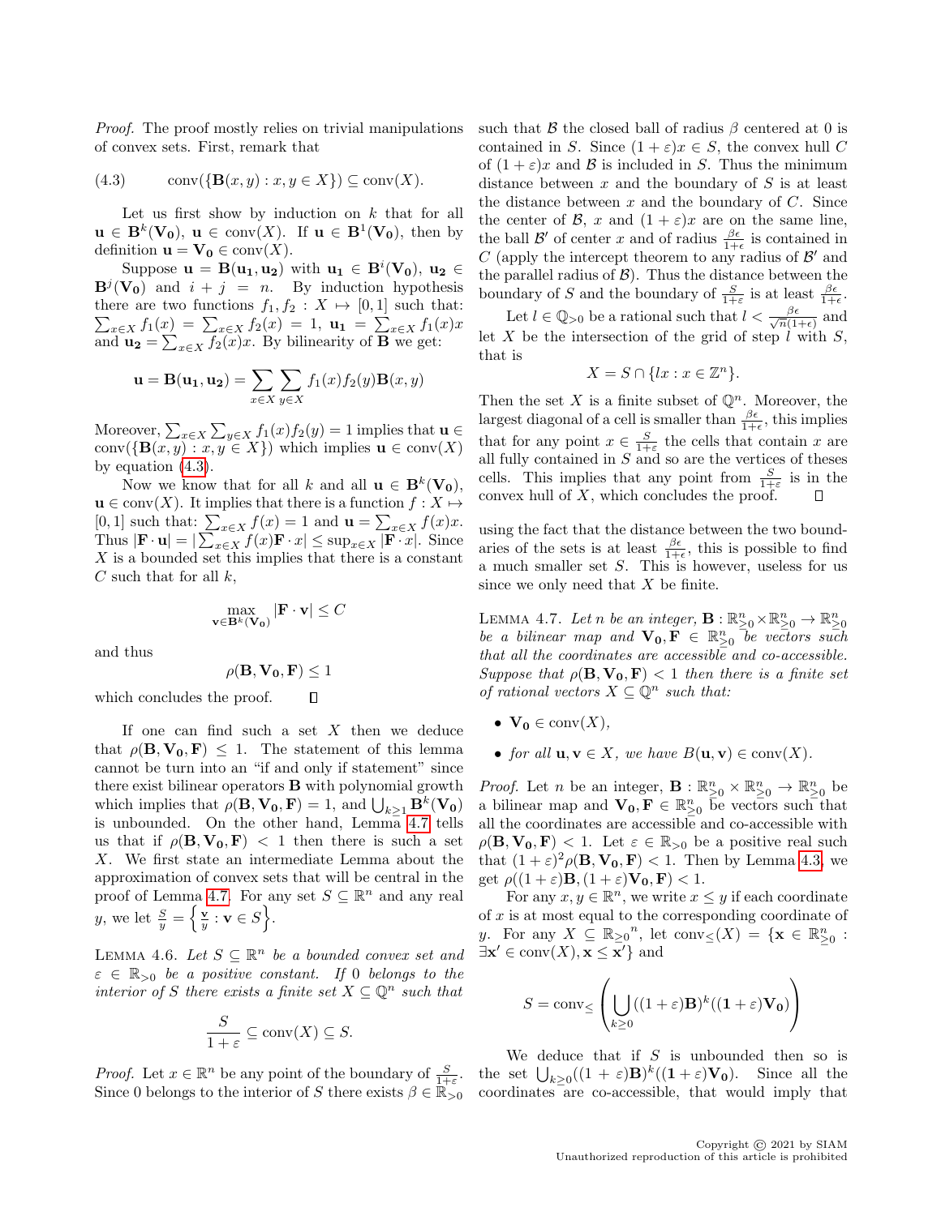*Proof.* The proof mostly relies on trivial manipulations of convex sets. First, remark that

$$\text{conv}(\{\mathbf{B}(x,y) : x,y \in X\}) \subseteq \text{conv}(X). \tag{4.3}$$

Let us first show by induction on $k$ that for all $\mathbf{u} \in \mathbf{B}^k(\mathbf{V_0})$, $\mathbf{u} \in \text{conv}(X)$. If $\mathbf{u} \in \mathbf{B}^1(\mathbf{V_0})$, then by definition $\mathbf{u} = \mathbf{V_0} \in \text{conv}(X)$.

Suppose $\mathbf{u} = \mathbf{B}(\mathbf{u_1}, \mathbf{u_2})$ with $\mathbf{u_1} \in \mathbf{B}^i(\mathbf{V_0})$, $\mathbf{u_2} \in \mathbf{B}^j(\mathbf{V_0})$ and $i + j = n$. By induction hypothesis there are two functions $f_1, f_2 : X \mapsto [0,1]$ such that: $\sum_{x \in X} f_1(x) = \sum_{x \in X} f_2(x) = 1$, $\mathbf{u_1} = \sum_{x \in X} f_1(x)x$ and $\mathbf{u_2} = \sum_{x \in X} f_2(x)x$. By bilinearity of $\mathbf{B}$ we get:

$$\mathbf{u} = \mathbf{B}(\mathbf{u_1}, \mathbf{u_2}) = \sum_{x \in X} \sum_{y \in X} f_1(x) f_2(y) \mathbf{B}(x,y)$$

Moreover, $\sum_{x \in X} \sum_{y \in X} f_1(x) f_2(y) = 1$ implies that $\mathbf{u} \in \text{conv}(\{\mathbf{B}(x,y) : x,y \in X\})$ which implies $\mathbf{u} \in \text{conv}(X)$ by equation (4.3).

Now we know that for all $k$ and all $\mathbf{u} \in \mathbf{B}^k(\mathbf{V_0})$, $\mathbf{u} \in \text{conv}(X)$. It implies that there is a function $f : X \mapsto [0,1]$ such that: $\sum_{x \in X} f(x) = 1$ and $\mathbf{u} = \sum_{x \in X} f(x)x$. Thus $|\mathbf{F} \cdot \mathbf{u}| = |\sum_{x \in X} f(x) \mathbf{F} \cdot x| \leq \sup_{x \in X} |\mathbf{F} \cdot x|$. Since $X$ is a bounded set this implies that there is a constant $C$ such that for all $k$,

$$\max_{\mathbf{v} \in \mathbf{B}^k(\mathbf{V_0})} |\mathbf{F} \cdot \mathbf{v}| \leq C$$

and thus

$$\rho(\mathbf{B}, \mathbf{V_0}, \mathbf{F}) \leq 1$$

which concludes the proof. $\square$

If one can find such a set $X$ then we deduce that $\rho(\mathbf{B}, \mathbf{V_0}, \mathbf{F}) \leq 1$. The statement of this lemma cannot be turn into an "if and only if statement" since there exist bilinear operators $\mathbf{B}$ with polynomial growth which implies that $\rho(\mathbf{B}, \mathbf{V_0}, \mathbf{F}) = 1$, and $\bigcup_{k \geq 1} \mathbf{B}^k(\mathbf{V_0})$ is unbounded. On the other hand, Lemma 4.7 tells us that if $\rho(\mathbf{B}, \mathbf{V_0}, \mathbf{F}) < 1$ then there is such a set $X$. We first state an intermediate Lemma about the approximation of convex sets that will be central in the proof of Lemma 4.7. For any set $S \subseteq \mathbb{R}^n$ and any real $y$, we let $\frac{S}{y} = \left\{ \frac{\mathbf{v}}{y} : \mathbf{v} \in S \right\}$.

Lemma 4.6. *Let $S \subseteq \mathbb{R}^n$ be a bounded convex set and $\varepsilon \in \mathbb{R}_{>0}$ be a positive constant. If 0 belongs to the interior of $S$ there exists a finite set $X \subseteq \mathbb{Q}^n$ such that*

$$\frac{S}{1+\varepsilon} \subseteq \text{conv}(X) \subseteq S.$$

*Proof.* Let $x \in \mathbb{R}^n$ be any point of the boundary of $\frac{S}{1+\varepsilon}$. Since 0 belongs to the interior of $S$ there exists $\beta \in \mathbb{R}_{>0}$ such that $\mathcal{B}$ the closed ball of radius $\beta$ centered at 0 is contained in $S$. Since $(1+\varepsilon)x \in S$, the convex hull $C$ of $(1+\varepsilon)x$ and $\mathcal{B}$ is included in $S$. Thus the minimum distance between $x$ and the boundary of $S$ is at least the distance between $x$ and the boundary of $C$. Since the center of $\mathcal{B}$, $x$ and $(1+\varepsilon)x$ are on the same line, the ball $\mathcal{B}'$ of center $x$ and of radius $\frac{\beta\epsilon}{1+\epsilon}$ is contained in $C$ (apply the intercept theorem to any radius of $\mathcal{B}'$ and the parallel radius of $\mathcal{B}$). Thus the distance between the boundary of $S$ and the boundary of $\frac{S}{1+\varepsilon}$ is at least $\frac{\beta\epsilon}{1+\epsilon}$.

Let $l \in \mathbb{Q}_{>0}$ be a rational such that $l < \frac{\beta\epsilon}{\sqrt{n}(1+\epsilon)}$ and let $X$ be the intersection of the grid of step $l$ with $S$, that is

$$X = S \cap \{lx : x \in \mathbb{Z}^n\}.$$

Then the set $X$ is a finite subset of $\mathbb{Q}^n$. Moreover, the largest diagonal of a cell is smaller than $\frac{\beta\epsilon}{1+\epsilon}$, this implies that for any point $x \in \frac{S}{1+\varepsilon}$ the cells that contain $x$ are all fully contained in $S$ and so are the vertices of theses cells. This implies that any point from $\frac{S}{1+\varepsilon}$ is in the convex hull of $X$, which concludes the proof. $\square$

using the fact that the distance between the two boundaries of the sets is at least $\frac{\beta\epsilon}{1+\epsilon}$, this is possible to find a much smaller set $S$. This is however, useless for us since we only need that $X$ be finite.

Lemma 4.7. *Let $n$ be an integer, $\mathbf{B} : \mathbb{R}^n_{\geq 0} \times \mathbb{R}^n_{\geq 0} \to \mathbb{R}^n_{\geq 0}$ be a bilinear map and $\mathbf{V_0}, \mathbf{F} \in \mathbb{R}^n_{\geq 0}$ be vectors such that all the coordinates are accessible and co-accessible. Suppose that $\rho(\mathbf{B}, \mathbf{V_0}, \mathbf{F}) < 1$ then there is a finite set of rational vectors $X \subseteq \mathbb{Q}^n$ such that:*

- *$\mathbf{V_0} \in \text{conv}(X)$,*
- *for all $\mathbf{u}, \mathbf{v} \in X$, we have $B(\mathbf{u}, \mathbf{v}) \in \text{conv}(X)$.*

*Proof.* Let $n$ be an integer, $\mathbf{B} : \mathbb{R}^n_{\geq 0} \times \mathbb{R}^n_{\geq 0} \to \mathbb{R}^n_{\geq 0}$ be a bilinear map and $\mathbf{V_0}, \mathbf{F} \in \mathbb{R}^n_{\geq 0}$ be vectors such that all the coordinates are accessible and co-accessible with $\rho(\mathbf{B}, \mathbf{V_0}, \mathbf{F}) < 1$. Let $\varepsilon \in \mathbb{R}_{>0}$ be a positive real such that $(1+\varepsilon)^2 \rho(\mathbf{B}, \mathbf{V_0}, \mathbf{F}) < 1$. Then by Lemma 4.3, we get $\rho((1+\varepsilon)\mathbf{B}, (1+\varepsilon)\mathbf{V_0}, \mathbf{F}) < 1$.

For any $x, y \in \mathbb{R}^n$, we write $x \leq y$ if each coordinate of $x$ is at most equal to the corresponding coordinate of $y$. For any $X \subseteq {\mathbb{R}_{\geq 0}}^n$, let $\text{conv}_{\leq}(X) = \{\mathbf{x} \in \mathbb{R}^n_{\geq 0} : \exists \mathbf{x'} \in \text{conv}(X), \mathbf{x} \leq \mathbf{x'}\}$ and

$$S = \text{conv}_{\leq}\left( \bigcup_{k \geq 0} ((1+\varepsilon)\mathbf{B})^k ((\mathbf{1}+\varepsilon)\mathbf{V_0}) \right)$$

We deduce that if $S$ is unbounded then so is the set $\bigcup_{k \geq 0} ((1+\varepsilon)\mathbf{B})^k ((\mathbf{1}+\varepsilon)\mathbf{V_0})$. Since all the coordinates are co-accessible, that would imply that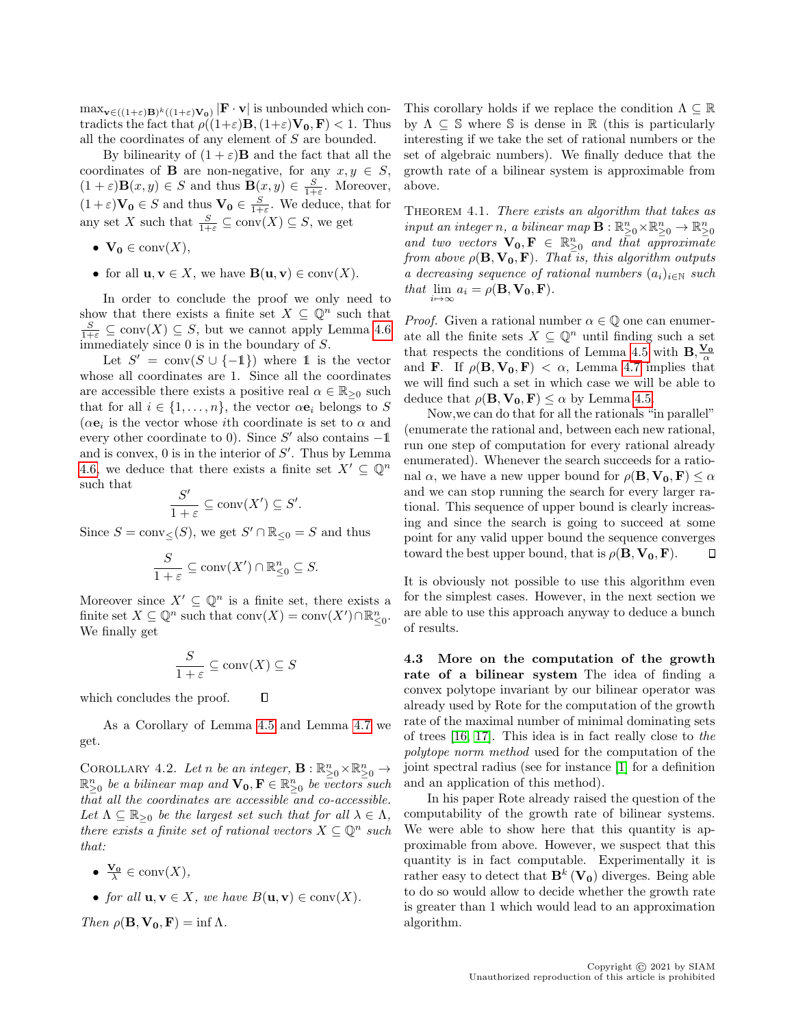$\max_{\mathbf{v}\in((1+\varepsilon)\mathbf{B})^k((1+\varepsilon)\mathbf{V_0})} |\mathbf{F}\cdot\mathbf{v}|$ is unbounded which contradicts the fact that $\rho((1+\varepsilon)\mathbf{B},(1+\varepsilon)\mathbf{V_0},\mathbf{F}) < 1$. Thus all the coordinates of any element of $S$ are bounded.

By bilinearity of $(1+\varepsilon)\mathbf{B}$ and the fact that all the coordinates of $\mathbf{B}$ are non-negative, for any $x, y \in S$, $(1+\varepsilon)\mathbf{B}(x,y) \in S$ and thus $\mathbf{B}(x,y) \in \frac{S}{1+\varepsilon}$. Moreover, $(1+\varepsilon)\mathbf{V_0} \in S$ and thus $\mathbf{V_0} \in \frac{S}{1+\varepsilon}$. We deduce, that for any set $X$ such that $\frac{S}{1+\varepsilon} \subseteq \text{conv}(X) \subseteq S$, we get

- $\mathbf{V_0} \in \text{conv}(X)$,
- for all $\mathbf{u}, \mathbf{v} \in X$, we have $\mathbf{B}(\mathbf{u},\mathbf{v}) \in \text{conv}(X)$.

In order to conclude the proof we only need to show that there exists a finite set $X \subseteq \mathbb{Q}^n$ such that $\frac{S}{1+\varepsilon} \subseteq \text{conv}(X) \subseteq S$, but we cannot apply Lemma 4.6 immediately since 0 is in the boundary of $S$.

Let $S' = \text{conv}(S \cup \{-\mathbb{1}\})$ where $\mathbb{1}$ is the vector whose all coordinates are 1. Since all the coordinates are accessible there exists a positive real $\alpha \in \mathbb{R}_{\geq 0}$ such that for all $i \in \{1,\ldots,n\}$, the vector $\alpha\mathbf{e}_i$ belongs to $S$ ($\alpha\mathbf{e}_i$ is the vector whose $i$th coordinate is set to $\alpha$ and every other coordinate to 0). Since $S'$ also contains $-\mathbb{1}$ and is convex, 0 is in the interior of $S'$. Thus by Lemma 4.6, we deduce that there exists a finite set $X' \subseteq \mathbb{Q}^n$ such that

$$\frac{S'}{1+\varepsilon} \subseteq \text{conv}(X') \subseteq S'.$$

Since $S = \text{conv}_{\leq}(S)$, we get $S' \cap \mathbb{R}_{\leq 0} = S$ and thus

$$\frac{S}{1+\varepsilon} \subseteq \text{conv}(X') \cap \mathbb{R}^n_{\leq 0} \subseteq S.$$

Moreover since $X' \subseteq \mathbb{Q}^n$ is a finite set, there exists a finite set $X \subseteq \mathbb{Q}^n$ such that $\text{conv}(X) = \text{conv}(X') \cap \mathbb{R}^n_{\leq 0}$. We finally get

$$\frac{S}{1+\varepsilon} \subseteq \text{conv}(X) \subseteq S$$

which concludes the proof. $\square$

As a Corollary of Lemma 4.5 and Lemma 4.7 we get.

Corollary 4.2. *Let $n$ be an integer, $\mathbf{B} : \mathbb{R}^n_{\geq 0} \times \mathbb{R}^n_{\geq 0} \to \mathbb{R}^n_{\geq 0}$ be a bilinear map and $\mathbf{V_0}, \mathbf{F} \in \mathbb{R}^n_{\geq 0}$ be vectors such that all the coordinates are accessible and co-accessible. Let $\Lambda \subseteq \mathbb{R}_{\geq 0}$ be the largest set such that for all $\lambda \in \Lambda$, there exists a finite set of rational vectors $X \subseteq \mathbb{Q}^n$ such that:*

- *$\frac{\mathbf{V_0}}{\lambda} \in \text{conv}(X)$,*
- *for all $\mathbf{u}, \mathbf{v} \in X$, we have $B(\mathbf{u},\mathbf{v}) \in \text{conv}(X)$.*

*Then $\rho(\mathbf{B},\mathbf{V_0},\mathbf{F}) = \inf \Lambda$.*

This corollary holds if we replace the condition $\Lambda \subseteq \mathbb{R}$ by $\Lambda \subseteq \mathbb{S}$ where $\mathbb{S}$ is dense in $\mathbb{R}$ (this is particularly interesting if we take the set of rational numbers or the set of algebraic numbers). We finally deduce that the growth rate of a bilinear system is approximable from above.

Theorem 4.1. *There exists an algorithm that takes as input an integer $n$, a bilinear map $\mathbf{B} : \mathbb{R}^n_{\geq 0} \times \mathbb{R}^n_{\geq 0} \to \mathbb{R}^n_{\geq 0}$ and two vectors $\mathbf{V_0}, \mathbf{F} \in \mathbb{R}^n_{\geq 0}$ and that approximate from above $\rho(\mathbf{B},\mathbf{V_0},\mathbf{F})$. That is, this algorithm outputs a decreasing sequence of rational numbers $(a_i)_{i\in\mathbb{N}}$ such that $\lim_{i\mapsto\infty} a_i = \rho(\mathbf{B},\mathbf{V_0},\mathbf{F})$.*

*Proof.* Given a rational number $\alpha \in \mathbb{Q}$ one can enumerate all the finite sets $X \subseteq \mathbb{Q}^n$ until finding such a set that respects the conditions of Lemma 4.5 with $\mathbf{B}, \frac{\mathbf{V_0}}{\alpha}$ and $\mathbf{F}$. If $\rho(\mathbf{B},\mathbf{V_0},\mathbf{F}) < \alpha$, Lemma 4.7 implies that we will find such a set in which case we will be able to deduce that $\rho(\mathbf{B},\mathbf{V_0},\mathbf{F}) \leq \alpha$ by Lemma 4.5.

Now,we can do that for all the rationals "in parallel" (enumerate the rational and, between each new rational, run one step of computation for every rational already enumerated). Whenever the search succeeds for a rational $\alpha$, we have a new upper bound for $\rho(\mathbf{B},\mathbf{V_0},\mathbf{F}) \leq \alpha$ and we can stop running the search for every larger rational. This sequence of upper bound is clearly increasing and since the search is going to succeed at some point for any valid upper bound the sequence converges toward the best upper bound, that is $\rho(\mathbf{B},\mathbf{V_0},\mathbf{F})$. $\square$

It is obviously not possible to use this algorithm even for the simplest cases. However, in the next section we are able to use this approach anyway to deduce a bunch of results.

**4.3 More on the computation of the growth rate of a bilinear system** The idea of finding a convex polytope invariant by our bilinear operator was already used by Rote for the computation of the growth rate of the maximal number of minimal dominating sets of trees [16, 17]. This idea is in fact really close to *the polytope norm method* used for the computation of the joint spectral radius (see for instance [1] for a definition and an application of this method).

In his paper Rote already raised the question of the computability of the growth rate of bilinear systems. We were able to show here that this quantity is approximable from above. However, we suspect that this quantity is in fact computable. Experimentally it is rather easy to detect that $\mathbf{B}^k(\mathbf{V_0})$ diverges. Being able to do so would allow to decide whether the growth rate is greater than 1 which would lead to an approximation algorithm.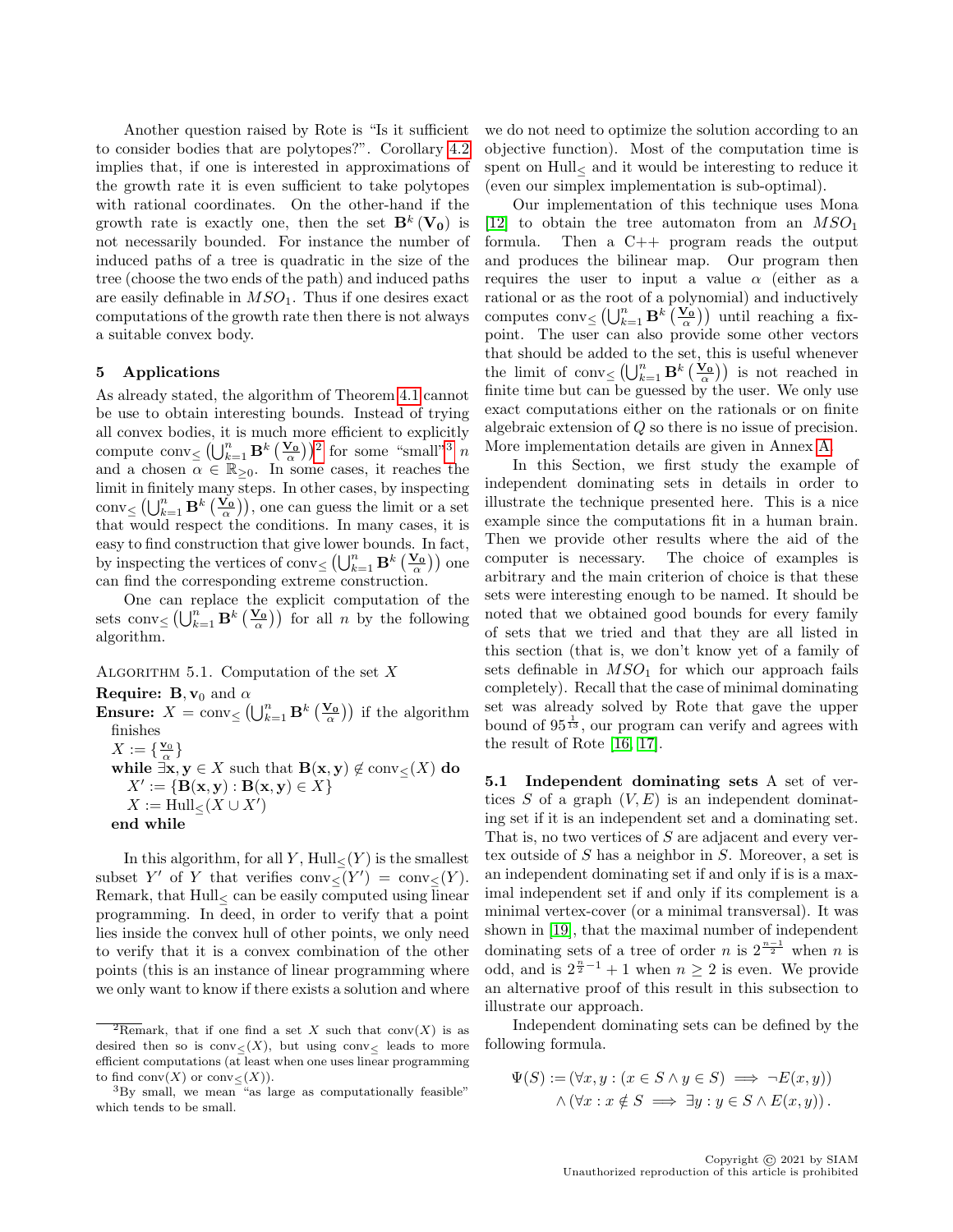Another question raised by Rote is "Is it sufficient to consider bodies that are polytopes?". Corollary 4.2 implies that, if one is interested in approximations of the growth rate it is even sufficient to take polytopes with rational coordinates. On the other-hand if the growth rate is exactly one, then the set $\mathbf{B}^k(\mathbf{V_0})$ is not necessarily bounded. For instance the number of induced paths of a tree is quadratic in the size of the tree (choose the two ends of the path) and induced paths are easily definable in $MSO_1$. Thus if one desires exact computations of the growth rate then there is not always a suitable convex body.

## 5 Applications

As already stated, the algorithm of Theorem 4.1 cannot be use to obtain interesting bounds. Instead of trying all convex bodies, it is much more efficient to explicitly compute $\text{conv}_{\leq}\left(\bigcup_{k=1}^{n} \mathbf{B}^k\left(\frac{\mathbf{V_0}}{\alpha}\right)\right)$[2] for some "small"[3] $n$ and a chosen $\alpha \in \mathbb{R}_{\geq 0}$. In some cases, it reaches the limit in finitely many steps. In other cases, by inspecting $\text{conv}_{\leq}\left(\bigcup_{k=1}^{n} \mathbf{B}^k\left(\frac{\mathbf{V_0}}{\alpha}\right)\right)$, one can guess the limit or a set that would respect the conditions. In many cases, it is easy to find construction that give lower bounds. In fact, by inspecting the vertices of $\text{conv}_{\leq}\left(\bigcup_{k=1}^{n} \mathbf{B}^k\left(\frac{\mathbf{V_0}}{\alpha}\right)\right)$ one can find the corresponding extreme construction.

One can replace the explicit computation of the sets $\text{conv}_{\leq}\left(\bigcup_{k=1}^{n} \mathbf{B}^k\left(\frac{\mathbf{V_0}}{\alpha}\right)\right)$ for all $n$ by the following algorithm.

ALGORITHM 5.1. Computation of the set $X$

**Require:** $\mathbf{B}, \mathbf{v}_0$ and $\alpha$
**Ensure:** $X = \text{conv}_{\leq}\left(\bigcup_{k=1}^{n} \mathbf{B}^k\left(\frac{\mathbf{V_0}}{\alpha}\right)\right)$ if the algorithm finishes
  $X := \{\frac{\mathbf{v}_0}{\alpha}\}$
  **while** $\exists \mathbf{x}, \mathbf{y} \in X$ such that $\mathbf{B}(\mathbf{x}, \mathbf{y}) \notin \text{conv}_{\leq}(X)$ **do**
    $X' := \{\mathbf{B}(\mathbf{x}, \mathbf{y}) : \mathbf{B}(\mathbf{x}, \mathbf{y}) \in X\}$
    $X := \text{Hull}_{\leq}(X \cup X')$
  **end while**

In this algorithm, for all $Y$, $\text{Hull}_{\leq}(Y)$ is the smallest subset $Y'$ of $Y$ that verifies $\text{conv}_{\leq}(Y') = \text{conv}_{\leq}(Y)$. Remark, that $\text{Hull}_{\leq}$ can be easily computed using linear programming. In deed, in order to verify that a point lies inside the convex hull of other points, we only need to verify that it is a convex combination of the other points (this is an instance of linear programming where we only want to know if there exists a solution and where we do not need to optimize the solution according to an objective function). Most of the computation time is spent on $\text{Hull}_{\leq}$ and it would be interesting to reduce it (even our simplex implementation is sub-optimal).

Our implementation of this technique uses Mona [12] to obtain the tree automaton from an $MSO_1$ formula. Then a C++ program reads the output and produces the bilinear map. Our program then requires the user to input a value $\alpha$ (either as a rational or as the root of a polynomial) and inductively computes $\text{conv}_{\leq}\left(\bigcup_{k=1}^{n} \mathbf{B}^k\left(\frac{\mathbf{V_0}}{\alpha}\right)\right)$ until reaching a fixpoint. The user can also provide some other vectors that should be added to the set, this is useful whenever the limit of $\text{conv}_{\leq}\left(\bigcup_{k=1}^{n} \mathbf{B}^k\left(\frac{\mathbf{V_0}}{\alpha}\right)\right)$ is not reached in finite time but can be guessed by the user. We only use exact computations either on the rationals or on finite algebraic extension of $Q$ so there is no issue of precision. More implementation details are given in Annex A.

In this Section, we first study the example of independent dominating sets in details in order to illustrate the technique presented here. This is a nice example since the computations fit in a human brain. Then we provide other results where the aid of the computer is necessary. The choice of examples is arbitrary and the main criterion of choice is that these sets were interesting enough to be named. It should be noted that we obtained good bounds for every family of sets that we tried and that they are all listed in this section (that is, we don't know yet of a family of sets definable in $MSO_1$ for which our approach fails completely). Recall that the case of minimal dominating set was already solved by Rote that gave the upper bound of $95^{\frac{1}{13}}$, our program can verify and agrees with the result of Rote [16, 17].

### 5.1 Independent dominating sets

A set of vertices $S$ of a graph $(V, E)$ is an independent dominating set if it is an independent set and a dominating set. That is, no two vertices of $S$ are adjacent and every vertex outside of $S$ has a neighbor in $S$. Moreover, a set is an independent dominating set if and only if is is a maximal independent set if and only if its complement is a minimal vertex-cover (or a minimal transversal). It was shown in [19], that the maximal number of independent dominating sets of a tree of order $n$ is $2^{\frac{n-1}{2}}$ when $n$ is odd, and is $2^{\frac{n}{2}-1}+1$ when $n \geq 2$ is even. We provide an alternative proof of this result in this subsection to illustrate our approach.

Independent dominating sets can be defined by the following formula.

$$\Psi(S) := (\forall x, y : (x \in S \wedge y \in S) \implies \neg E(x, y)) \\ \wedge (\forall x : x \notin S \implies \exists y : y \in S \wedge E(x, y)).$$

[2] Remark, that if one find a set $X$ such that $\text{conv}(X)$ is as desired then so is $\text{conv}_{\leq}(X)$, but using $\text{conv}_{\leq}$ leads to more efficient computations (at least when one uses linear programming to find $\text{conv}(X)$ or $\text{conv}_{\leq}(X)$).

[3] By small, we mean "as large as computationally feasible" which tends to be small.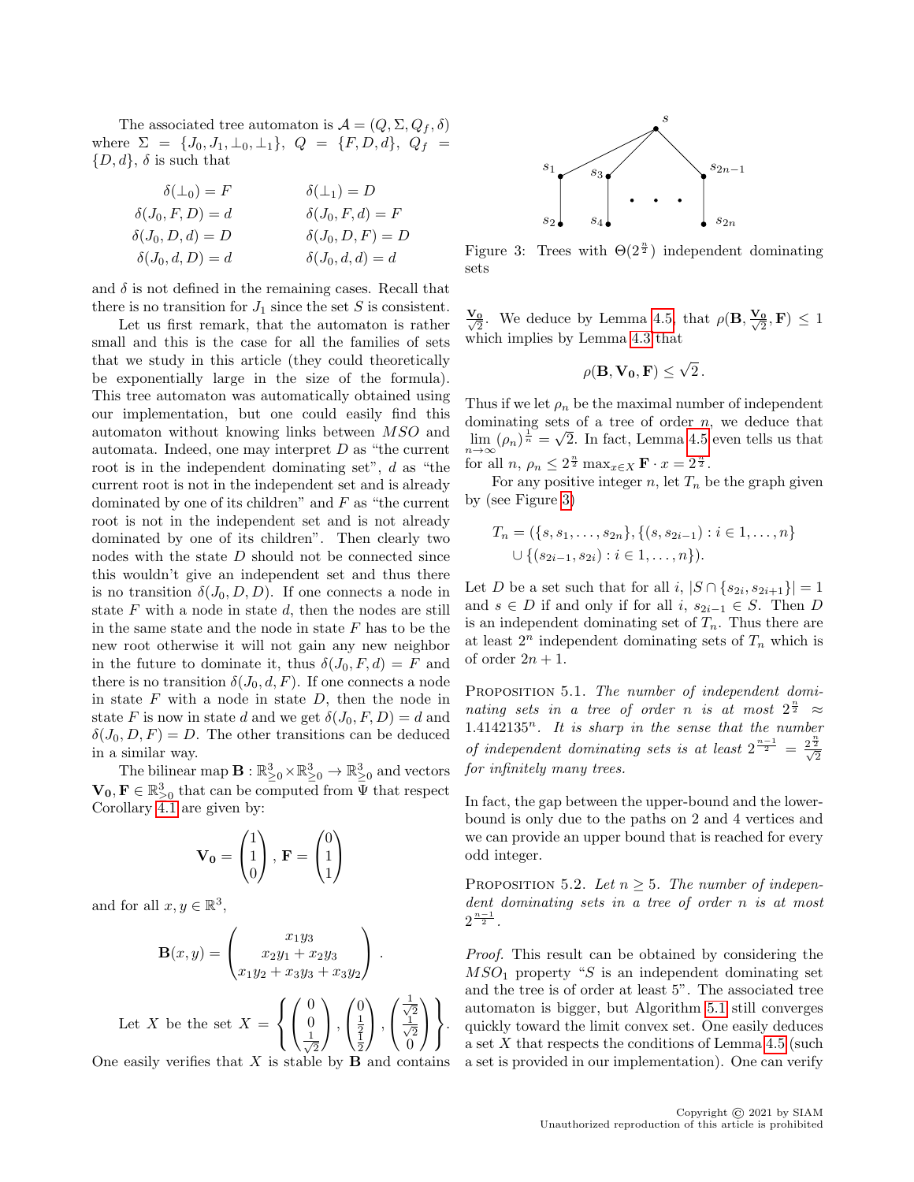The associated tree automaton is $\mathcal{A} = (Q, \Sigma, Q_f, \delta)$ where $\Sigma = \{J_0, J_1, \bot_0, \bot_1\}$, $Q = \{F, D, d\}$, $Q_f = \{D, d\}$, $\delta$ is such that

$$
\begin{array}{ll}
\delta(\bot_0) = F & \delta(\bot_1) = D \\
\delta(J_0, F, D) = d & \delta(J_0, F, d) = F \\
\delta(J_0, D, d) = D & \delta(J_0, D, F) = D \\
\delta(J_0, d, D) = d & \delta(J_0, d, d) = d
\end{array}
$$

and $\delta$ is not defined in the remaining cases. Recall that there is no transition for $J_1$ since the set $S$ is consistent.

Let us first remark, that the automaton is rather small and this is the case for all the families of sets that we study in this article (they could theoretically be exponentially large in the size of the formula). This tree automaton was automatically obtained using our implementation, but one could easily find this automaton without knowing links between *MSO* and automata. Indeed, one may interpret $D$ as "the current root is in the independent dominating set", $d$ as "the current root is not in the independent set and is already dominated by one of its children" and $F$ as "the current root is not in the independent set and is not already dominated by one of its children". Then clearly two nodes with the state $D$ should not be connected since this wouldn't give an independent set and thus there is no transition $\delta(J_0, D, D)$. If one connects a node in state $F$ with a node in state $d$, then the nodes are still in the same state and the node in state $F$ has to be the new root otherwise it will not gain any new neighbor in the future to dominate it, thus $\delta(J_0, F, d) = F$ and there is no transition $\delta(J_0, d, F)$. If one connects a node in state $F$ with a node in state $D$, then the node in state $F$ is now in state $d$ and we get $\delta(J_0, F, D) = d$ and $\delta(J_0, D, F) = D$. The other transitions can be deduced in a similar way.

The bilinear map $\mathbf{B} : \mathbb{R}^3_{\geq 0} \times \mathbb{R}^3_{\geq 0} \to \mathbb{R}^3_{\geq 0}$ and vectors $\mathbf{V_0}, \mathbf{F} \in \mathbb{R}^3_{\geq 0}$ that can be computed from $\Psi$ that respect Corollary 4.1 are given by:

$$
\mathbf{V_0} = \begin{pmatrix} 1 \\ 1 \\ 0 \end{pmatrix}, \mathbf{F} = \begin{pmatrix} 0 \\ 1 \\ 1 \end{pmatrix}
$$

and for all $x, y \in \mathbb{R}^3$,

$$
\mathbf{B}(x, y) = \begin{pmatrix} x_1 y_3 \\ x_2 y_1 + x_2 y_3 \\ x_1 y_2 + x_3 y_3 + x_3 y_2 \end{pmatrix}.
$$

Let $X$ be the set $X = \left\{ \begin{pmatrix} 0 \\ 0 \\ \frac{1}{\sqrt{2}} \end{pmatrix}, \begin{pmatrix} 0 \\ \frac{1}{2} \\ \frac{1}{2} \end{pmatrix}, \begin{pmatrix} \frac{1}{\sqrt{2}} \\ \frac{1}{\sqrt{2}} \\ 0 \end{pmatrix} \right\}$. One easily verifies that $X$ is stable by $\mathbf{B}$ and contains $\frac{\mathbf{V_0}}{\sqrt{2}}$. We deduce by Lemma 4.5, that $\rho(\mathbf{B}, \frac{\mathbf{V_0}}{\sqrt{2}}, \mathbf{F}) \leq 1$ which implies by Lemma 4.3 that

$$
\rho(\mathbf{B}, \mathbf{V_0}, \mathbf{F}) \leq \sqrt{2}.
$$

Thus if we let $\rho_n$ be the maximal number of independent dominating sets of a tree of order $n$, we deduce that $\lim_{n\to\infty} (\rho_n)^{\frac{1}{n}} = \sqrt{2}$. In fact, Lemma 4.5 even tells us that for all $n$, $\rho_n \leq 2^{\frac{n}{2}} \max_{x \in X} \mathbf{F} \cdot x = 2^{\frac{n}{2}}$.

For any positive integer $n$, let $T_n$ be the graph given by (see Figure 3)

$$
T_n = (\{s, s_1, \ldots, s_{2n}\}, \{(s, s_{2i-1}) : i \in 1, \ldots, n\} \\
\cup \{(s_{2i-1}, s_{2i}) : i \in 1, \ldots, n\}).
$$

Figure 3: Trees with $\Theta(2^{\frac{n}{2}})$ independent dominating sets

Let $D$ be a set such that for all $i$, $|S \cap \{s_{2i}, s_{2i+1}\}| = 1$ and $s \in D$ if and only if for all $i$, $s_{2i-1} \in S$. Then $D$ is an independent dominating set of $T_n$. Thus there are at least $2^n$ independent dominating sets of $T_n$ which is of order $2n + 1$.

Proposition 5.1. *The number of independent dominating sets in a tree of order $n$ is at most $2^{\frac{n}{2}} \approx 1.4142135^n$. It is sharp in the sense that the number of independent dominating sets is at least $2^{\frac{n-1}{2}} = \frac{2^{\frac{n}{2}}}{\sqrt{2}}$ for infinitely many trees.*

In fact, the gap between the upper-bound and the lower-bound is only due to the paths on 2 and 4 vertices and we can provide an upper bound that is reached for every odd integer.

Proposition 5.2. *Let $n \geq 5$. The number of independent dominating sets in a tree of order $n$ is at most $2^{\frac{n-1}{2}}$.*

*Proof.* This result can be obtained by considering the $MSO_1$ property "$S$ is an independent dominating set and the tree is of order at least 5". The associated tree automaton is bigger, but Algorithm 5.1 still converges quickly toward the limit convex set. One easily deduces a set $X$ that respects the conditions of Lemma 4.5 (such a set is provided in our implementation). One can verify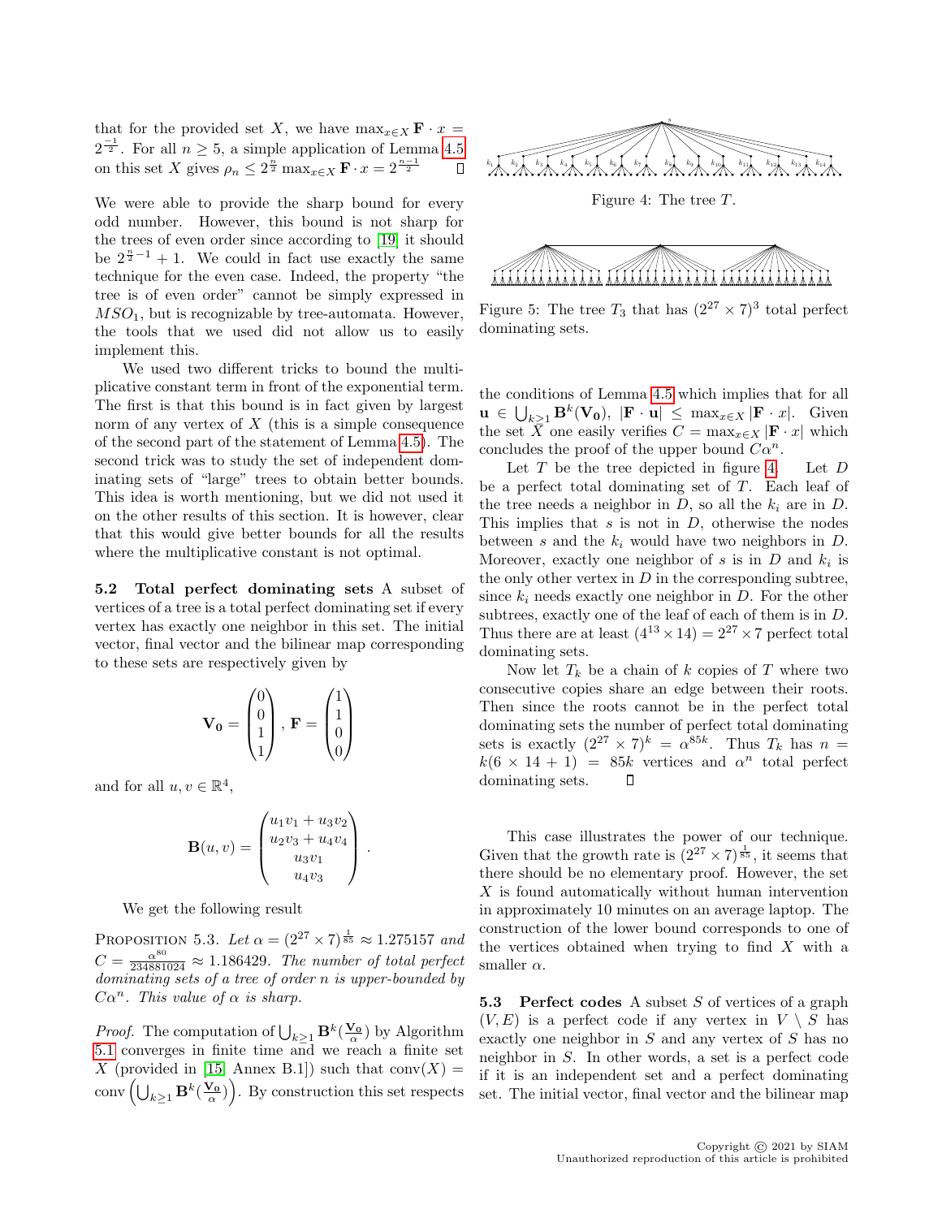that for the provided set $X$, we have $\max_{x \in X} \mathbf{F} \cdot x = 2^{\frac{-1}{2}}$. For all $n \geq 5$, a simple application of Lemma 4.5 on this set $X$ gives $\rho_n \leq 2^{\frac{n}{2}} \max_{x \in X} \mathbf{F} \cdot x = 2^{\frac{n-1}{2}}$ □

We were able to provide the sharp bound for every odd number. However, this bound is not sharp for the trees of even order since according to [19] it should be $2^{\frac{n}{2}-1} + 1$. We could in fact use exactly the same technique for the even case. Indeed, the property "the tree is of even order" cannot be simply expressed in $MSO_1$, but is recognizable by tree-automata. However, the tools that we used did not allow us to easily implement this.

We used two different tricks to bound the multiplicative constant term in front of the exponential term. The first is that this bound is in fact given by largest norm of any vertex of $X$ (this is a simple consequence of the second part of the statement of Lemma 4.5). The second trick was to study the set of independent dominating sets of "large" trees to obtain better bounds. This idea is worth mentioning, but we did not used it on the other results of this section. It is however, clear that this would give better bounds for all the results where the multiplicative constant is not optimal.

**5.2 Total perfect dominating sets** A subset of vertices of a tree is a total perfect dominating set if every vertex has exactly one neighbor in this set. The initial vector, final vector and the bilinear map corresponding to these sets are respectively given by

$$\mathbf{V_0} = \begin{pmatrix} 0 \\ 0 \\ 1 \\ 1 \end{pmatrix}, \mathbf{F} = \begin{pmatrix} 1 \\ 1 \\ 0 \\ 0 \end{pmatrix}$$

and for all $u, v \in \mathbb{R}^4$,

$$\mathbf{B}(u, v) = \begin{pmatrix} u_1 v_1 + u_3 v_2 \\ u_2 v_3 + u_4 v_4 \\ u_3 v_1 \\ u_4 v_3 \end{pmatrix}.$$

We get the following result

PROPOSITION 5.3. *Let $\alpha = (2^{27} \times 7)^{\frac{1}{85}} \approx 1.275157$ and $C = \frac{\alpha^{80}}{234881024} \approx 1.186429$. The number of total perfect dominating sets of a tree of order $n$ is upper-bounded by $C\alpha^n$. This value of $\alpha$ is sharp.*

*Proof.* The computation of $\bigcup_{k \geq 1} \mathbf{B}^k(\frac{\mathbf{V_0}}{\alpha})$ by Algorithm 5.1 converges in finite time and we reach a finite set $X$ (provided in [15, Annex B.1]) such that $\text{conv}(X) = \text{conv}\left(\bigcup_{k \geq 1} \mathbf{B}^k(\frac{\mathbf{V_0}}{\alpha})\right)$. By construction this set respects the conditions of Lemma 4.5 which implies that for all $\mathbf{u} \in \bigcup_{k \geq 1} \mathbf{B}^k(\mathbf{V_0})$, $|\mathbf{F} \cdot \mathbf{u}| \leq \max_{x \in X} |\mathbf{F} \cdot x|$. Given the set $X$ one easily verifies $C = \max_{x \in X} |\mathbf{F} \cdot x|$ which concludes the proof of the upper bound $C\alpha^n$.

Figure 4: The tree $T$.

Figure 5: The tree $T_3$ that has $(2^{27} \times 7)^3$ total perfect dominating sets.

Let $T$ be the tree depicted in figure 4. Let $D$ be a perfect total dominating set of $T$. Each leaf of the tree needs a neighbor in $D$, so all the $k_i$ are in $D$. This implies that $s$ is not in $D$, otherwise the nodes between $s$ and the $k_i$ would have two neighbors in $D$. Moreover, exactly one neighbor of $s$ is in $D$ and $k_i$ is the only other vertex in $D$ in the corresponding subtree, since $k_i$ needs exactly one neighbor in $D$. For the other subtrees, exactly one of the leaf of each of them is in $D$. Thus there are at least $(4^{13} \times 14) = 2^{27} \times 7$ perfect total dominating sets.

Now let $T_k$ be a chain of $k$ copies of $T$ where two consecutive copies share an edge between their roots. Then since the roots cannot be in the perfect total dominating sets the number of perfect total dominating sets is exactly $(2^{27} \times 7)^k = \alpha^{85k}$. Thus $T_k$ has $n = k(6 \times 14 + 1) = 85k$ vertices and $\alpha^n$ total perfect dominating sets. □

This case illustrates the power of our technique. Given that the growth rate is $(2^{27} \times 7)^{\frac{1}{85}}$, it seems that there should be no elementary proof. However, the set $X$ is found automatically without human intervention in approximately 10 minutes on an average laptop. The construction of the lower bound corresponds to one of the vertices obtained when trying to find $X$ with a smaller $\alpha$.

**5.3 Perfect codes** A subset $S$ of vertices of a graph $(V, E)$ is a perfect code if any vertex in $V \setminus S$ has exactly one neighbor in $S$ and any vertex of $S$ has no neighbor in $S$. In other words, a set is a perfect code if it is an independent set and a perfect dominating set. The initial vector, final vector and the bilinear map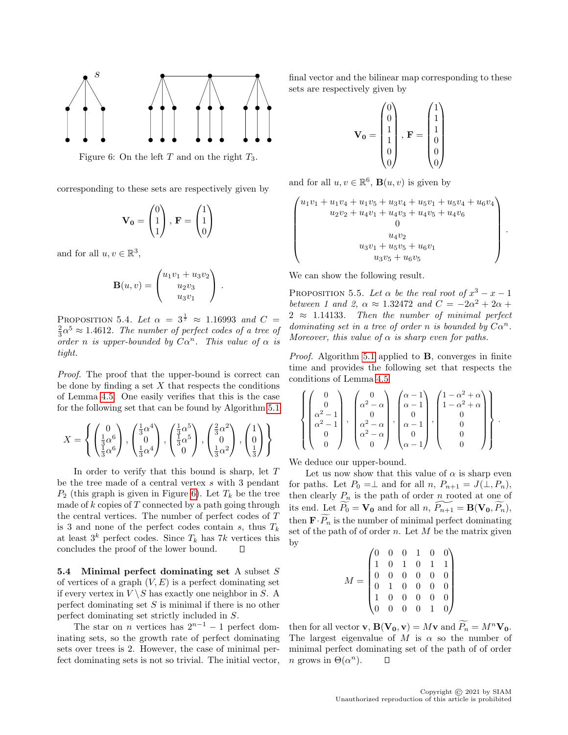Figure 6: On the left $T$ and on the right $T_3$.

corresponding to these sets are respectively given by

$$\mathbf{V_0} = \begin{pmatrix} 0 \\ 1 \\ 1 \end{pmatrix}, \mathbf{F} = \begin{pmatrix} 1 \\ 1 \\ 0 \end{pmatrix}$$

and for all $u, v \in \mathbb{R}^3$,

$$\mathbf{B}(u, v) = \begin{pmatrix} u_1v_1 + u_3v_2 \\ u_2v_3 \\ u_3v_1 \end{pmatrix}.$$

Proposition 5.4. *Let $\alpha = 3^{\frac{1}{7}} \approx 1.16993$ and $C = \frac{2}{3}\alpha^5 \approx 1.4612$. The number of perfect codes of a tree of order $n$ is upper-bounded by $C\alpha^n$. This value of $\alpha$ is tight.*

*Proof.* The proof that the upper-bound is correct can be done by finding a set $X$ that respects the conditions of Lemma 4.5. One easily verifies that this is the case for the following set that can be found by Algorithm 5.1

$$X = \left\{ \begin{pmatrix} 0 \\ \frac{1}{3}\alpha^6 \\ \frac{1}{3}\alpha^6 \end{pmatrix}, \begin{pmatrix} \frac{1}{3}\alpha^4 \\ 0 \\ \frac{1}{3}\alpha^4 \end{pmatrix}, \begin{pmatrix} \frac{1}{3}\alpha^5 \\ \frac{1}{3}\alpha^5 \\ 0 \end{pmatrix}, \begin{pmatrix} \frac{2}{3}\alpha^2 \\ 0 \\ \frac{1}{3}\alpha^2 \end{pmatrix}, \begin{pmatrix} 1 \\ 0 \\ \frac{1}{3} \end{pmatrix} \right\}$$

In order to verify that this bound is sharp, let $T$ be the tree made of a central vertex $s$ with 3 pendant $P_2$ (this graph is given in Figure 6). Let $T_k$ be the tree made of $k$ copies of $T$ connected by a path going through the central vertices. The number of perfect codes of $T$ is 3 and none of the perfect codes contain $s$, thus $T_k$ at least $3^k$ perfect codes. Since $T_k$ has $7k$ vertices this concludes the proof of the lower bound. ◻

**5.4 Minimal perfect dominating set** A subset $S$ of vertices of a graph $(V, E)$ is a perfect dominating set if every vertex in $V \setminus S$ has exactly one neighbor in $S$. A perfect dominating set $S$ is minimal if there is no other perfect dominating set strictly included in $S$.

The star on $n$ vertices has $2^{n-1} - 1$ perfect dominating sets, so the growth rate of perfect dominating sets over trees is 2. However, the case of minimal perfect dominating sets is not so trivial. The initial vector, final vector and the bilinear map corresponding to these sets are respectively given by

$$\mathbf{V_0} = \begin{pmatrix} 0 \\ 0 \\ 1 \\ 1 \\ 0 \\ 0 \end{pmatrix}, \mathbf{F} = \begin{pmatrix} 1 \\ 1 \\ 1 \\ 0 \\ 0 \\ 0 \end{pmatrix}$$

and for all $u, v \in \mathbb{R}^6$, $\mathbf{B}(u, v)$ is given by

$$\begin{pmatrix} u_1v_1 + u_1v_4 + u_1v_5 + u_3v_4 + u_5v_1 + u_5v_4 + u_6v_4 \\ u_2v_2 + u_4v_1 + u_4v_3 + u_4v_5 + u_4v_6 \\ 0 \\ u_4v_2 \\ u_3v_1 + u_5v_5 + u_6v_1 \\ u_3v_5 + u_6v_5 \end{pmatrix}.$$

We can show the following result.

Proposition 5.5. *Let $\alpha$ be the real root of $x^3 - x - 1$ between 1 and 2, $\alpha \approx 1.32472$ and $C = -2\alpha^2 + 2\alpha + 2 \approx 1.14133$. Then the number of minimal perfect dominating set in a tree of order $n$ is bounded by $C\alpha^n$. Moreover, this value of $\alpha$ is sharp even for paths.*

*Proof.* Algorithm 5.1 applied to $\mathbf{B}$, converges in finite time and provides the following set that respects the conditions of Lemma 4.5

$$\left\{ \begin{pmatrix} 0 \\ 0 \\ \alpha^2 - 1 \\ \alpha^2 - 1 \\ 0 \\ 0 \end{pmatrix}, \begin{pmatrix} 0 \\ \alpha^2 - \alpha \\ 0 \\ \alpha^2 - \alpha \\ \alpha^2 - \alpha \\ 0 \end{pmatrix}, \begin{pmatrix} \alpha - 1 \\ \alpha - 1 \\ 0 \\ \alpha - 1 \\ 0 \\ \alpha - 1 \end{pmatrix}, \begin{pmatrix} 1 - \alpha^2 + \alpha \\ 1 - \alpha^2 + \alpha \\ 0 \\ 0 \\ 0 \\ 0 \end{pmatrix} \right\}.$$

We deduce our upper-bound.

Let us now show that this value of $\alpha$ is sharp even for paths. Let $P_0 = \perp$ and for all $n$, $P_{n+1} = J(\perp, P_n)$, then clearly $P_n$ is the path of order $n$ rooted at one of its end. Let $\widetilde{P_0} = \mathbf{V_0}$ and for all $n$, $\widetilde{P_{n+1}} = \mathbf{B}(\mathbf{V_0}, \widetilde{P_n})$, then $\mathbf{F} \cdot \widetilde{P_n}$ is the number of minimal perfect dominating set of the path of of order $n$. Let $M$ be the matrix given by

$$M = \begin{pmatrix} 0 & 0 & 0 & 1 & 0 & 0 \\ 1 & 0 & 1 & 0 & 1 & 1 \\ 0 & 0 & 0 & 0 & 0 & 0 \\ 0 & 1 & 0 & 0 & 0 & 0 \\ 1 & 0 & 0 & 0 & 0 & 0 \\ 0 & 0 & 0 & 0 & 1 & 0 \end{pmatrix}$$

then for all vector $\mathbf{v}$, $\mathbf{B}(\mathbf{V_0}, \mathbf{v}) = M\mathbf{v}$ and $\widetilde{P_n} = M^n\mathbf{V_0}$. The largest eigenvalue of $M$ is $\alpha$ so the number of minimal perfect dominating set of the path of of order $n$ grows in $\Theta(\alpha^n)$. ◻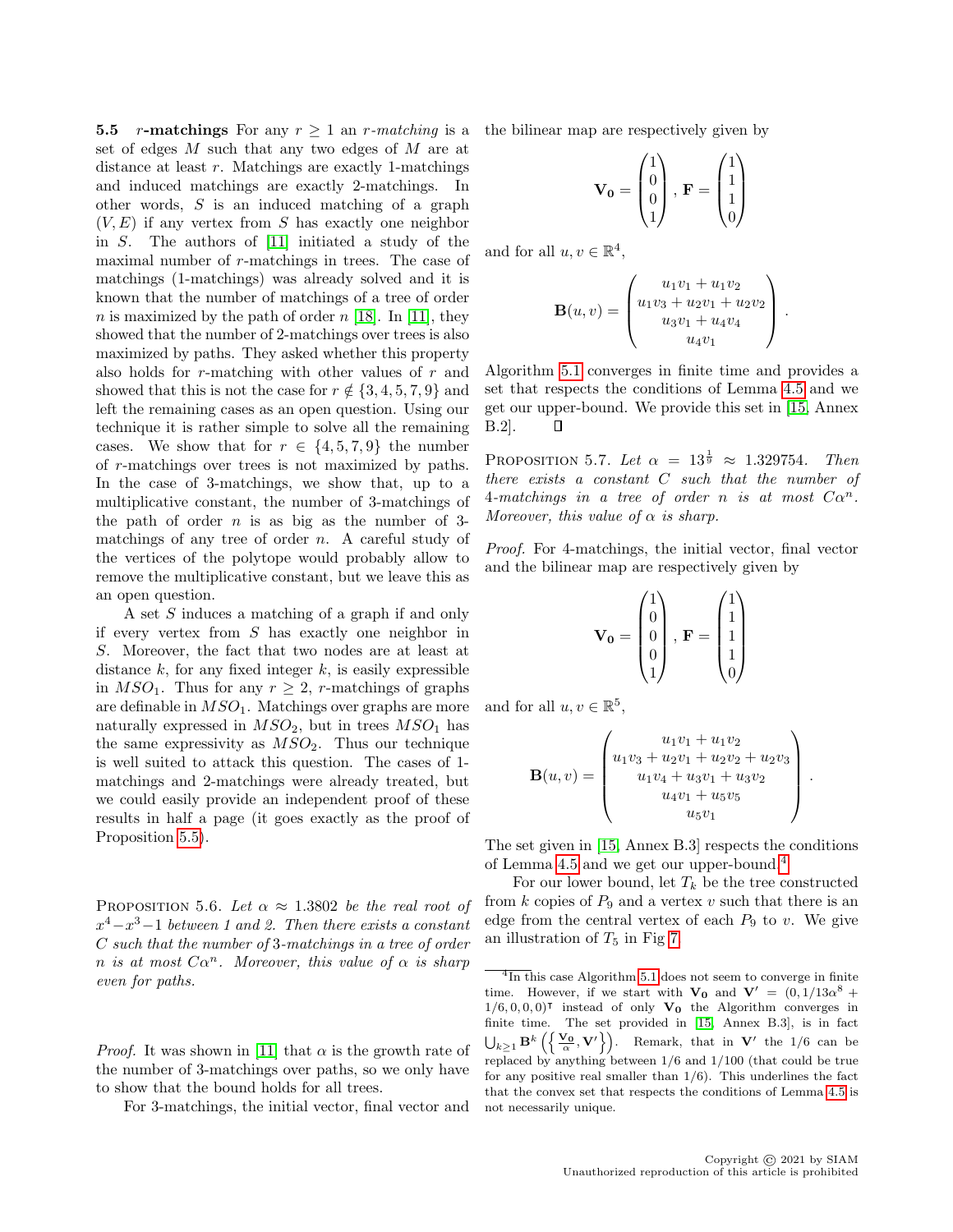**5.5 $r$-matchings** For any $r \geq 1$ an *$r$-matching* is a set of edges $M$ such that any two edges of $M$ are at distance at least $r$. Matchings are exactly 1-matchings and induced matchings are exactly 2-matchings. In other words, $S$ is an induced matching of a graph $(V, E)$ if any vertex from $S$ has exactly one neighbor in $S$. The authors of [11] initiated a study of the maximal number of $r$-matchings in trees. The case of matchings (1-matchings) was already solved and it is known that the number of matchings of a tree of order $n$ is maximized by the path of order $n$ [18]. In [11], they showed that the number of 2-matchings over trees is also maximized by paths. They asked whether this property also holds for $r$-matching with other values of $r$ and showed that this is not the case for $r \notin \{3, 4, 5, 7, 9\}$ and left the remaining cases as an open question. Using our technique it is rather simple to solve all the remaining cases. We show that for $r \in \{4, 5, 7, 9\}$ the number of $r$-matchings over trees is not maximized by paths. In the case of 3-matchings, we show that, up to a multiplicative constant, the number of 3-matchings of the path of order $n$ is as big as the number of 3-matchings of any tree of order $n$. A careful study of the vertices of the polytope would probably allow to remove the multiplicative constant, but we leave this as an open question.

A set $S$ induces a matching of a graph if and only if every vertex from $S$ has exactly one neighbor in $S$. Moreover, the fact that two nodes are at least at distance $k$, for any fixed integer $k$, is easily expressible in $MSO_1$. Thus for any $r \geq 2$, $r$-matchings of graphs are definable in $MSO_1$. Matchings over graphs are more naturally expressed in $MSO_2$, but in trees $MSO_1$ has the same expressivity as $MSO_2$. Thus our technique is well suited to attack this question. The cases of 1-matchings and 2-matchings were already treated, but we could easily provide an independent proof of these results in half a page (it goes exactly as the proof of Proposition 5.5).

Proposition 5.6. *Let $\alpha \approx 1.3802$ be the real root of $x^4 - x^3 - 1$ between 1 and 2. Then there exists a constant $C$ such that the number of 3-matchings in a tree of order $n$ is at most $C\alpha^n$. Moreover, this value of $\alpha$ is sharp even for paths.*

*Proof.* It was shown in [11] that $\alpha$ is the growth rate of the number of 3-matchings over paths, so we only have to show that the bound holds for all trees.

For 3-matchings, the initial vector, final vector and the bilinear map are respectively given by

$$\mathbf{V_0} = \begin{pmatrix} 1 \\ 0 \\ 0 \\ 1 \end{pmatrix}, \mathbf{F} = \begin{pmatrix} 1 \\ 1 \\ 1 \\ 0 \end{pmatrix}$$

and for all $u, v \in \mathbb{R}^4$,

$$\mathbf{B}(u, v) = \begin{pmatrix} u_1 v_1 + u_1 v_2 \\ u_1 v_3 + u_2 v_1 + u_2 v_2 \\ u_3 v_1 + u_4 v_4 \\ u_4 v_1 \end{pmatrix}.$$

Algorithm 5.1 converges in finite time and provides a set that respects the conditions of Lemma 4.5 and we get our upper-bound. We provide this set in [15, Annex B.2]. $\square$

Proposition 5.7. *Let $\alpha = 13^{\frac{1}{9}} \approx 1.329754$. Then there exists a constant $C$ such that the number of 4-matchings in a tree of order $n$ is at most $C\alpha^n$. Moreover, this value of $\alpha$ is sharp.*

*Proof.* For 4-matchings, the initial vector, final vector and the bilinear map are respectively given by

$$\mathbf{V_0} = \begin{pmatrix} 1 \\ 0 \\ 0 \\ 0 \\ 1 \end{pmatrix}, \mathbf{F} = \begin{pmatrix} 1 \\ 1 \\ 1 \\ 1 \\ 0 \end{pmatrix}$$

and for all $u, v \in \mathbb{R}^5$,

$$\mathbf{B}(u, v) = \begin{pmatrix} u_1 v_1 + u_1 v_2 \\ u_1 v_3 + u_2 v_1 + u_2 v_2 + u_2 v_3 \\ u_1 v_4 + u_3 v_1 + u_3 v_2 \\ u_4 v_1 + u_5 v_5 \\ u_5 v_1 \end{pmatrix}.$$

The set given in [15, Annex B.3] respects the conditions of Lemma 4.5 and we get our upper-bound.[4]

For our lower bound, let $T_k$ be the tree constructed from $k$ copies of $P_9$ and a vertex $v$ such that there is an edge from the central vertex of each $P_9$ to $v$. We give an illustration of $T_5$ in Fig 7.

[4] In this case Algorithm 5.1 does not seem to converge in finite time. However, if we start with $\mathbf{V_0}$ and $\mathbf{V'} = (0, 1/13\alpha^8 + 1/6, 0, 0, 0)^\intercal$ instead of only $\mathbf{V_0}$ the Algorithm converges in finite time. The set provided in [15, Annex B.3], is in fact $\bigcup_{k \geq 1} \mathbf{B}^k \left( \left\{ \frac{\mathbf{V_0}}{\alpha}, \mathbf{V'} \right\} \right)$. Remark, that in $\mathbf{V'}$ the $1/6$ can be replaced by anything between $1/6$ and $1/100$ (that could be true for any positive real smaller than $1/6$). This underlines the fact that the convex set that respects the conditions of Lemma 4.5 is not necessarily unique.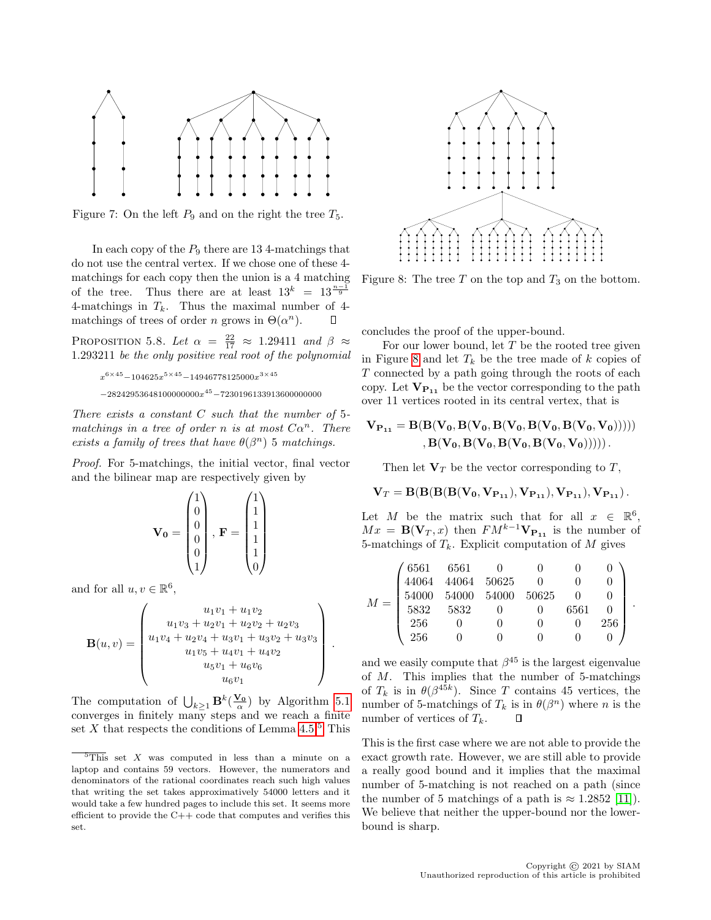Figure 7: On the left $P_9$ and on the right the tree $T_5$.

In each copy of the $P_9$ there are 13 4-matchings that do not use the central vertex. If we chose one of these 4-matchings for each copy then the union is a 4 matching of the tree. Thus there are at least $13^k = 13^{\frac{n-1}{9}}$ 4-matchings in $T_k$. Thus the maximal number of 4-matchings of trees of order $n$ grows in $\Theta(\alpha^n)$. ∎

Proposition 5.8. *Let $\alpha = \frac{22}{17} \approx 1.29411$ and $\beta \approx 1.293211$ be the only positive real root of the polynomial*

$$x^{6\times 45} - 104625x^{5\times 45} - 14946778125000x^{3\times 45}$$
$$- 28242953648100000000x^{45} - 7230196133913600000000$$

*There exists a constant $C$ such that the number of 5-matchings in a tree of order $n$ is at most $C\alpha^n$. There exists a family of trees that have $\theta(\beta^n)$ 5 matchings.*

*Proof.* For 5-matchings, the initial vector, final vector and the bilinear map are respectively given by

$$\mathbf{V_0} = \begin{pmatrix} 1\\0\\0\\0\\0\\1 \end{pmatrix}, \mathbf{F} = \begin{pmatrix} 1\\1\\1\\1\\1\\0 \end{pmatrix}$$

and for all $u, v \in \mathbb{R}^6$,

$$\mathbf{B}(u,v) = \begin{pmatrix} u_1v_1 + u_1v_2 \\ u_1v_3 + u_2v_1 + u_2v_2 + u_2v_3 \\ u_1v_4 + u_2v_4 + u_3v_1 + u_3v_2 + u_3v_3 \\ u_1v_5 + u_4v_1 + u_4v_2 \\ u_5v_1 + u_6v_6 \\ u_6v_1 \end{pmatrix}.$$

The computation of $\bigcup_{k\geq 1} \mathbf{B}^k(\frac{\mathbf{V_0}}{\alpha})$ by Algorithm 5.1 converges in finitely many steps and we reach a finite set $X$ that respects the conditions of Lemma 4.5.[5] This concludes the proof of the upper-bound.

For our lower bound, let $T$ be the rooted tree given in Figure 8 and let $T_k$ be the tree made of $k$ copies of $T$ connected by a path going through the roots of each copy. Let $\mathbf{V_{P_{11}}}$ be the vector corresponding to the path over 11 vertices rooted in its central vertex, that is

$$\mathbf{V_{P_{11}}} = \mathbf{B}(\mathbf{B}(\mathbf{V_0}, \mathbf{B}(\mathbf{V_0}, \mathbf{B}(\mathbf{V_0}, \mathbf{B}(\mathbf{V_0}, \mathbf{B}(\mathbf{V_0}, \mathbf{V_0})))))$$
$$, \mathbf{B}(\mathbf{V_0}, \mathbf{B}(\mathbf{V_0}, \mathbf{B}(\mathbf{V_0}, \mathbf{B}(\mathbf{V_0}, \mathbf{V_0}))))).$$

Then let $\mathbf{V}_T$ be the vector corresponding to $T$,

$$\mathbf{V}_T = \mathbf{B}(\mathbf{B}(\mathbf{B}(\mathbf{B}(\mathbf{V_0}, \mathbf{V_{P_{11}}}), \mathbf{V_{P_{11}}}), \mathbf{V_{P_{11}}}), \mathbf{V_{P_{11}}}).$$

Let $M$ be the matrix such that for all $x \in \mathbb{R}^6$, $Mx = \mathbf{B}(\mathbf{V}_T, x)$ then $FM^{k-1}\mathbf{V_{P_{11}}}$ is the number of 5-matchings of $T_k$. Explicit computation of $M$ gives

$$M = \begin{pmatrix} 6561 & 6561 & 0 & 0 & 0 & 0 \\ 44064 & 44064 & 50625 & 0 & 0 & 0 \\ 54000 & 54000 & 54000 & 50625 & 0 & 0 \\ 5832 & 5832 & 0 & 0 & 6561 & 0 \\ 256 & 0 & 0 & 0 & 0 & 256 \\ 256 & 0 & 0 & 0 & 0 & 0 \end{pmatrix}.$$

and we easily compute that $\beta^{45}$ is the largest eigenvalue of $M$. This implies that the number of 5-matchings of $T_k$ is in $\theta(\beta^{45k})$. Since $T$ contains 45 vertices, the number of 5-matchings of $T_k$ is in $\theta(\beta^n)$ where $n$ is the number of vertices of $T_k$. ∎

This is the first case where we are not able to provide the exact growth rate. However, we are still able to provide a really good bound and it implies that the maximal number of 5-matching is not reached on a path (since the number of 5 matchings of a path is $\approx 1.2852$ [11]). We believe that neither the upper-bound nor the lower-bound is sharp.

Figure 8: The tree $T$ on the top and $T_3$ on the bottom.

[5] This set $X$ was computed in less than a minute on a laptop and contains 59 vectors. However, the numerators and denominators of the rational coordinates reach such high values that writing the set takes approximatively 54000 letters and it would take a few hundred pages to include this set. It seems more efficient to provide the C++ code that computes and verifies this set.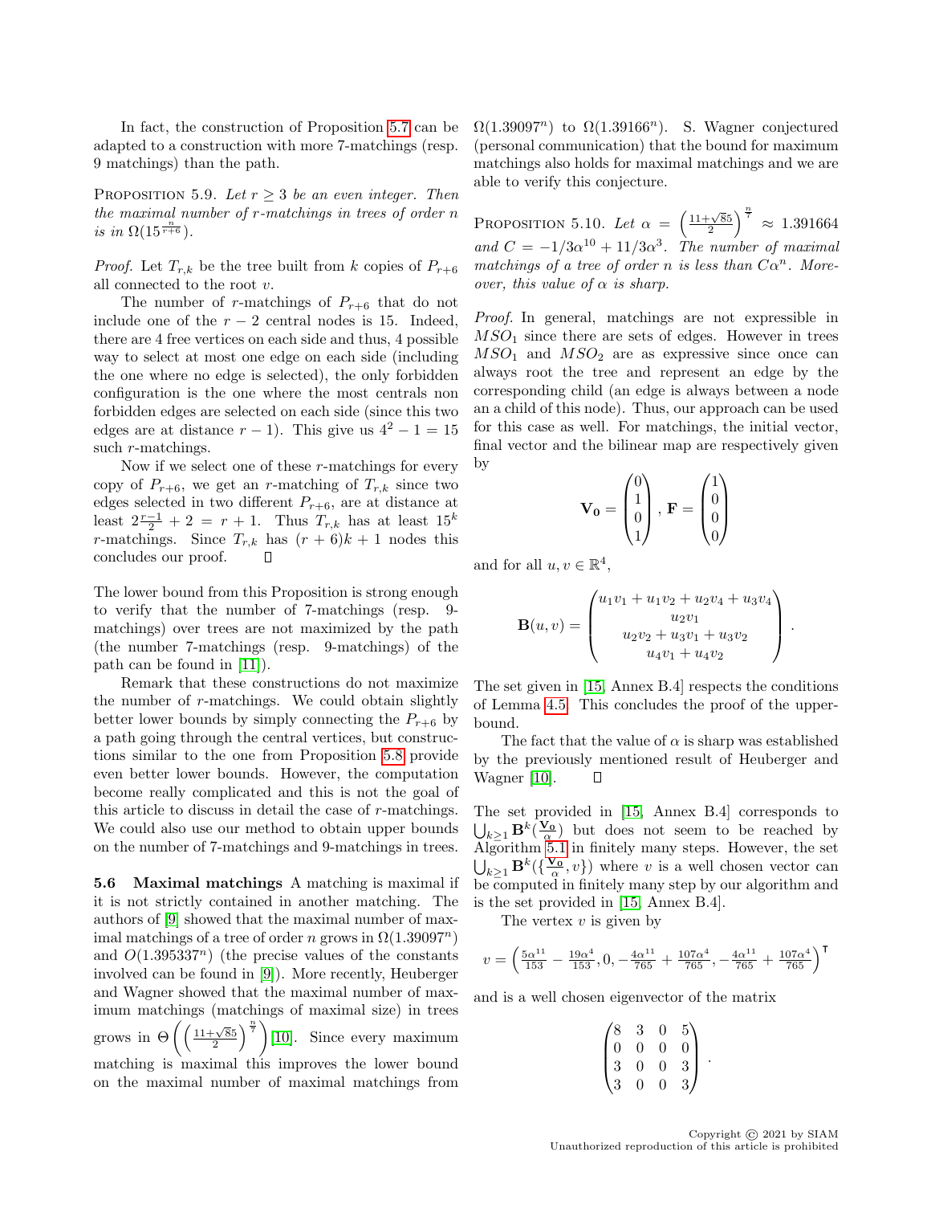In fact, the construction of Proposition 5.7 can be adapted to a construction with more 7-matchings (resp. 9 matchings) than the path.

PROPOSITION 5.9. *Let $r \geq 3$ be an even integer. Then the maximal number of $r$-matchings in trees of order $n$ is in $\Omega(15^{\frac{n}{r+6}})$.*

*Proof.* Let $T_{r,k}$ be the tree built from $k$ copies of $P_{r+6}$ all connected to the root $v$.

The number of $r$-matchings of $P_{r+6}$ that do not include one of the $r-2$ central nodes is 15. Indeed, there are 4 free vertices on each side and thus, 4 possible way to select at most one edge on each side (including the one where no edge is selected), the only forbidden configuration is the one where the most centrals non forbidden edges are selected on each side (since this two edges are at distance $r-1$). This give us $4^2 - 1 = 15$ such $r$-matchings.

Now if we select one of these $r$-matchings for every copy of $P_{r+6}$, we get an $r$-matching of $T_{r,k}$ since two edges selected in two different $P_{r+6}$, are at distance at least $2\frac{r-1}{2} + 2 = r + 1$. Thus $T_{r,k}$ has at least $15^k$ $r$-matchings. Since $T_{r,k}$ has $(r+6)k + 1$ nodes this concludes our proof. $\square$

The lower bound from this Proposition is strong enough to verify that the number of 7-matchings (resp. 9-matchings) over trees are not maximized by the path (the number 7-matchings (resp. 9-matchings) of the path can be found in [11]).

Remark that these constructions do not maximize the number of $r$-matchings. We could obtain slightly better lower bounds by simply connecting the $P_{r+6}$ by a path going through the central vertices, but constructions similar to the one from Proposition 5.8 provide even better lower bounds. However, the computation become really complicated and this is not the goal of this article to discuss in detail the case of $r$-matchings. We could also use our method to obtain upper bounds on the number of 7-matchings and 9-matchings in trees.

**5.6 Maximal matchings** A matching is maximal if it is not strictly contained in another matching. The authors of [9] showed that the maximal number of maximal matchings of a tree of order $n$ grows in $\Omega(1.39097^n)$ and $O(1.395337^n)$ (the precise values of the constants involved can be found in [9]). More recently, Heuberger and Wagner showed that the maximal number of maximum matchings (matchings of maximal size) in trees grows in $\Theta\left(\left(\frac{11+\sqrt{85}}{2}\right)^{\frac{n}{7}}\right)$ [10]. Since every maximum matching is maximal this improves the lower bound on the maximal number of maximal matchings from $\Omega(1.39097^n)$ to $\Omega(1.39166^n)$. S. Wagner conjectured (personal communication) that the bound for maximum matchings also holds for maximal matchings and we are able to verify this conjecture.

PROPOSITION 5.10. *Let $\alpha = \left(\frac{11+\sqrt{85}}{2}\right)^{\frac{n}{7}} \approx 1.391664$ and $C = -1/3\alpha^{10} + 11/3\alpha^3$. The number of maximal matchings of a tree of order $n$ is less than $C\alpha^n$. Moreover, this value of $\alpha$ is sharp.*

*Proof.* In general, matchings are not expressible in $MSO_1$ since there are sets of edges. However in trees $MSO_1$ and $MSO_2$ are as expressive since once can always root the tree and represent an edge by the corresponding child (an edge is always between a node an a child of this node). Thus, our approach can be used for this case as well. For matchings, the initial vector, final vector and the bilinear map are respectively given by

$$\mathbf{V_0} = \begin{pmatrix} 0 \\ 1 \\ 0 \\ 1 \end{pmatrix}, \mathbf{F} = \begin{pmatrix} 1 \\ 0 \\ 0 \\ 0 \end{pmatrix}$$

and for all $u, v \in \mathbb{R}^4$,

$$\mathbf{B}(u, v) = \begin{pmatrix} u_1v_1 + u_1v_2 + u_2v_4 + u_3v_4 \\ u_2v_1 \\ u_2v_2 + u_3v_1 + u_3v_2 \\ u_4v_1 + u_4v_2 \end{pmatrix}.$$

The set given in [15, Annex B.4] respects the conditions of Lemma 4.5. This concludes the proof of the upper-bound.

The fact that the value of $\alpha$ is sharp was established by the previously mentioned result of Heuberger and Wagner [10]. $\square$

The set provided in [15, Annex B.4] corresponds to $\bigcup_{k\geq 1} \mathbf{B}^k(\frac{\mathbf{V_0}}{\alpha})$ but does not seem to be reached by Algorithm 5.1 in finitely many steps. However, the set $\bigcup_{k\geq 1} \mathbf{B}^k(\{\frac{\mathbf{V_0}}{\alpha}, v\})$ where $v$ is a well chosen vector can be computed in finitely many step by our algorithm and is the set provided in [15, Annex B.4].

The vertex $v$ is given by

$$v = \left(\tfrac{5\alpha^{11}}{153} - \tfrac{19\alpha^4}{153}, 0, -\tfrac{4\alpha^{11}}{765} + \tfrac{107\alpha^4}{765}, -\tfrac{4\alpha^{11}}{765} + \tfrac{107\alpha^4}{765}\right)^{\intercal}$$

and is a well chosen eigenvector of the matrix

$$\begin{pmatrix} 8 & 3 & 0 & 5 \\ 0 & 0 & 0 & 0 \\ 3 & 0 & 0 & 3 \\ 3 & 0 & 0 & 3 \end{pmatrix}.$$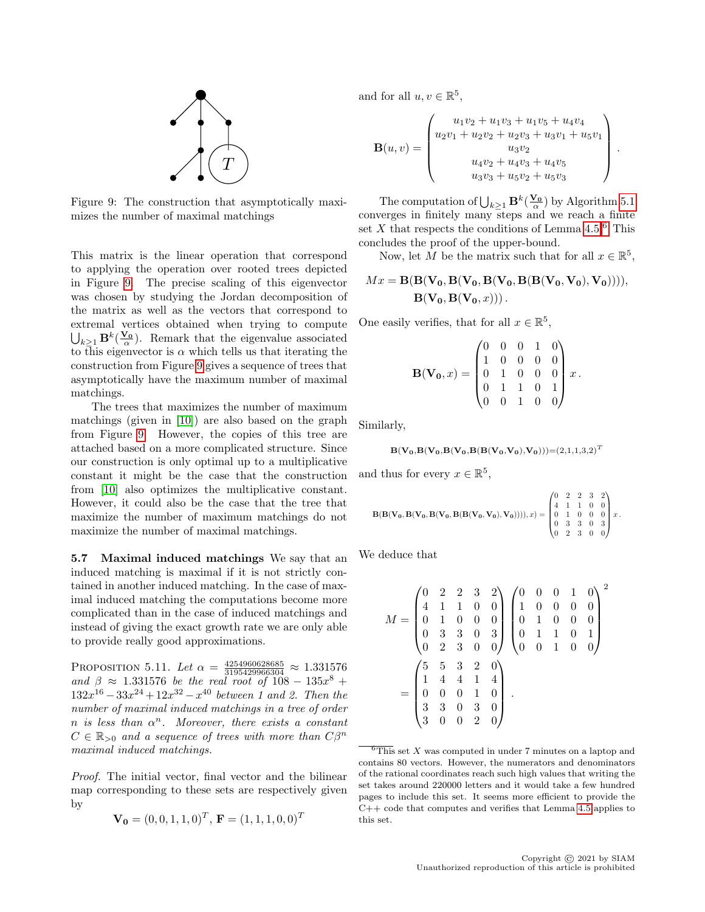Figure 9: The construction that asymptotically maximizes the number of maximal matchings

This matrix is the linear operation that correspond to applying the operation over rooted trees depicted in Figure 9. The precise scaling of this eigenvector was chosen by studying the Jordan decomposition of the matrix as well as the vectors that correspond to extremal vertices obtained when trying to compute $\bigcup_{k\geq 1} \mathbf{B}^k(\frac{\mathbf{V_0}}{\alpha})$. Remark that the eigenvalue associated to this eigenvector is $\alpha$ which tells us that iterating the construction from Figure 9 gives a sequence of trees that asymptotically have the maximum number of maximal matchings.

The trees that maximizes the number of maximum matchings (given in [10]) are also based on the graph from Figure 9. However, the copies of this tree are attached based on a more complicated structure. Since our construction is only optimal up to a multiplicative constant it might be the case that the construction from [10] also optimizes the multiplicative constant. However, it could also be the case that the tree that maximize the number of maximum matchings do not maximize the number of maximal matchings.

### 5.7 Maximal induced matchings

We say that an induced matching is maximal if it is not strictly contained in another induced matching. In the case of maximal induced matching the computations become more complicated than in the case of induced matchings and instead of giving the exact growth rate we are only able to provide really good approximations.

Proposition 5.11. *Let $\alpha = \frac{4254960628685}{3195429966304} \approx 1.331576$ and $\beta \approx 1.331576$ be the real root of $108 - 135x^8 + 132x^{16} - 33x^{24} + 12x^{32} - x^{40}$ between 1 and 2. Then the number of maximal induced matchings in a tree of order $n$ is less than $\alpha^n$. Moreover, there exists a constant $C \in \mathbb{R}_{>0}$ and a sequence of trees with more than $C\beta^n$ maximal induced matchings.*

*Proof.* The initial vector, final vector and the bilinear map corresponding to these sets are respectively given by

$$\mathbf{V_0} = (0, 0, 1, 1, 0)^T,\ \mathbf{F} = (1, 1, 1, 0, 0)^T$$

and for all $u, v \in \mathbb{R}^5$,

$$\mathbf{B}(u, v) = \begin{pmatrix} u_1v_2 + u_1v_3 + u_1v_5 + u_4v_4 \\ u_2v_1 + u_2v_2 + u_2v_3 + u_3v_1 + u_5v_1 \\ u_3v_2 \\ u_4v_2 + u_4v_3 + u_4v_5 \\ u_3v_3 + u_5v_2 + u_5v_3 \end{pmatrix}.$$

The computation of $\bigcup_{k\geq 1} \mathbf{B}^k(\frac{\mathbf{V_0}}{\alpha})$ by Algorithm 5.1 converges in finitely many steps and we reach a finite set $X$ that respects the conditions of Lemma 4.5.[6] This concludes the proof of the upper-bound.

Now, let $M$ be the matrix such that for all $x \in \mathbb{R}^5$,

$$Mx = \mathbf{B}(\mathbf{B}(\mathbf{V_0}, \mathbf{B}(\mathbf{V_0}, \mathbf{B}(\mathbf{V_0}, \mathbf{B}(\mathbf{B}(\mathbf{V_0}, \mathbf{V_0}), \mathbf{V_0})))), \mathbf{B}(\mathbf{V_0}, \mathbf{B}(\mathbf{V_0}, x))).$$

One easily verifies, that for all $x \in \mathbb{R}^5$,

$$\mathbf{B}(\mathbf{V_0}, x) = \begin{pmatrix} 0 & 0 & 0 & 1 & 0 \\ 1 & 0 & 0 & 0 & 0 \\ 0 & 1 & 0 & 0 & 0 \\ 0 & 1 & 1 & 0 & 1 \\ 0 & 0 & 1 & 0 & 0 \end{pmatrix} x.$$

Similarly,

$$\mathbf{B}(\mathbf{V_0}, \mathbf{B}(\mathbf{V_0}, \mathbf{B}(\mathbf{V_0}, \mathbf{B}(\mathbf{B}(\mathbf{V_0}, \mathbf{V_0}), \mathbf{V_0})))) = (2, 1, 1, 3, 2)^T$$

and thus for every $x \in \mathbb{R}^5$,

$$\mathbf{B}(\mathbf{B}(\mathbf{V_0}, \mathbf{B}(\mathbf{V_0}, \mathbf{B}(\mathbf{V_0}, \mathbf{B}(\mathbf{B}(\mathbf{V_0}, \mathbf{V_0}), \mathbf{V_0})))), x) = \begin{pmatrix} 0 & 2 & 2 & 3 & 2 \\ 4 & 1 & 1 & 0 & 0 \\ 0 & 1 & 0 & 0 & 0 \\ 0 & 3 & 3 & 0 & 3 \\ 0 & 2 & 3 & 0 & 0 \end{pmatrix} x.$$

We deduce that

$$M = \begin{pmatrix} 0 & 2 & 2 & 3 & 2 \\ 4 & 1 & 1 & 0 & 0 \\ 0 & 1 & 0 & 0 & 0 \\ 0 & 3 & 3 & 0 & 3 \\ 0 & 2 & 3 & 0 & 0 \end{pmatrix} \begin{pmatrix} 0 & 0 & 0 & 1 & 0 \\ 1 & 0 & 0 & 0 & 0 \\ 0 & 1 & 0 & 0 & 0 \\ 0 & 1 & 1 & 0 & 1 \\ 0 & 0 & 1 & 0 & 0 \end{pmatrix}^2$$

$$= \begin{pmatrix} 5 & 5 & 3 & 2 & 0 \\ 1 & 4 & 4 & 1 & 4 \\ 0 & 0 & 0 & 1 & 0 \\ 3 & 3 & 0 & 3 & 0 \\ 3 & 0 & 0 & 2 & 0 \end{pmatrix}.$$

[6] This set $X$ was computed in under 7 minutes on a laptop and contains 80 vectors. However, the numerators and denominators of the rational coordinates reach such high values that writing the set takes around 220000 letters and it would take a few hundred pages to include this set. It seems more efficient to provide the C++ code that computes and verifies that Lemma 4.5 applies to this set.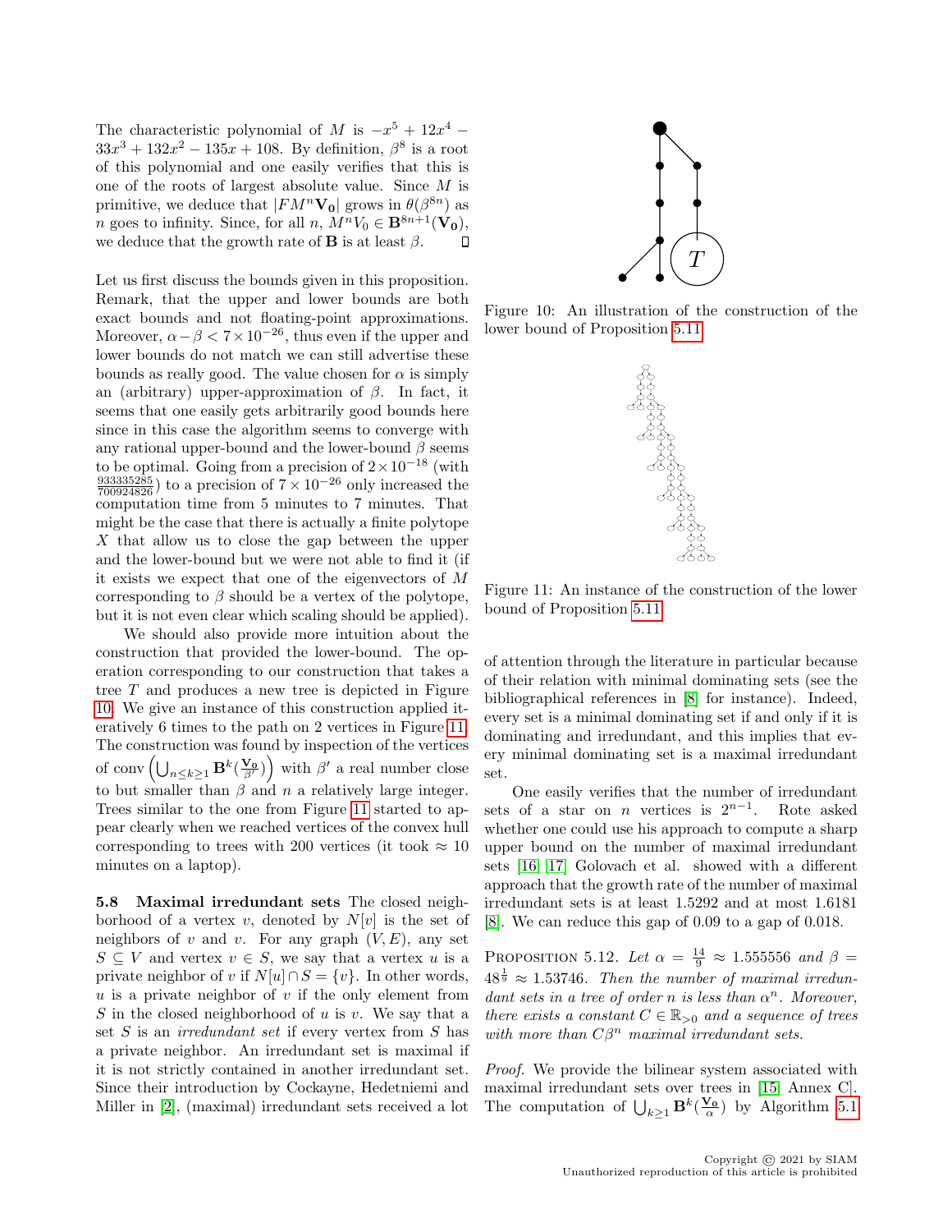The characteristic polynomial of $M$ is $-x^5 + 12x^4 - 33x^3 + 132x^2 - 135x + 108$. By definition, $\beta^8$ is a root of this polynomial and one easily verifies that this is one of the roots of largest absolute value. Since $M$ is primitive, we deduce that $|FM^n\mathbf{V_0}|$ grows in $\theta(\beta^{8n})$ as $n$ goes to infinity. Since, for all $n$, $M^nV_0 \in \mathbf{B}^{8n+1}(\mathbf{V_0})$, we deduce that the growth rate of $\mathbf{B}$ is at least $\beta$. ◻

Let us first discuss the bounds given in this proposition. Remark, that the upper and lower bounds are both exact bounds and not floating-point approximations. Moreover, $\alpha - \beta < 7 \times 10^{-26}$, thus even if the upper and lower bounds do not match we can still advertise these bounds as really good. The value chosen for $\alpha$ is simply an (arbitrary) upper-approximation of $\beta$. In fact, it seems that one easily gets arbitrarily good bounds here since in this case the algorithm seems to converge with any rational upper-bound and the lower-bound $\beta$ seems to be optimal. Going from a precision of $2\times 10^{-18}$ (with $\frac{933335285}{700924826}$) to a precision of $7 \times 10^{-26}$ only increased the computation time from 5 minutes to 7 minutes. That might be the case that there is actually a finite polytope $X$ that allow us to close the gap between the upper and the lower-bound but we were not able to find it (if it exists we expect that one of the eigenvectors of $M$ corresponding to $\beta$ should be a vertex of the polytope, but it is not even clear which scaling should be applied).

We should also provide more intuition about the construction that provided the lower-bound. The operation corresponding to our construction that takes a tree $T$ and produces a new tree is depicted in Figure 10. We give an instance of this construction applied iteratively 6 times to the path on 2 vertices in Figure 11. The construction was found by inspection of the vertices of $\operatorname{conv}\left(\bigcup_{n\leq k\geq 1}\mathbf{B}^k(\frac{\mathbf{V_0}}{\beta'})\right)$ with $\beta'$ a real number close to but smaller than $\beta$ and $n$ a relatively large integer. Trees similar to the one from Figure 11 started to appear clearly when we reached vertices of the convex hull corresponding to trees with 200 vertices (it took $\approx 10$ minutes on a laptop).

Figure 10: An illustration of the construction of the lower bound of Proposition 5.11

Figure 11: An instance of the construction of the lower bound of Proposition 5.11

**5.8 Maximal irredundant sets** The closed neighborhood of a vertex $v$, denoted by $N[v]$ is the set of neighbors of $v$ and $v$. For any graph $(V, E)$, any set $S \subseteq V$ and vertex $v \in S$, we say that a vertex $u$ is a private neighbor of $v$ if $N[u] \cap S = \{v\}$. In other words, $u$ is a private neighbor of $v$ if the only element from $S$ in the closed neighborhood of $u$ is $v$. We say that a set $S$ is an *irredundant set* if every vertex from $S$ has a private neighbor. An irredundant set is maximal if it is not strictly contained in another irredundant set. Since their introduction by Cockayne, Hedetniemi and Miller in [2], (maximal) irredundant sets received a lot of attention through the literature in particular because of their relation with minimal dominating sets (see the bibliographical references in [8] for instance). Indeed, every set is a minimal dominating set if and only if it is dominating and irredundant, and this implies that every minimal dominating set is a maximal irredundant set.

One easily verifies that the number of irredundant sets of a star on $n$ vertices is $2^{n-1}$. Rote asked whether one could use his approach to compute a sharp upper bound on the number of maximal irredundant sets [16, 17] Golovach et al. showed with a different approach that the growth rate of the number of maximal irredundant sets is at least 1.5292 and at most 1.6181 [8]. We can reduce this gap of 0.09 to a gap of 0.018.

Proposition 5.12. *Let $\alpha = \frac{14}{9} \approx 1.555556$ and $\beta = 48^{\frac{1}{9}} \approx 1.53746$. Then the number of maximal irredundant sets in a tree of order $n$ is less than $\alpha^n$. Moreover, there exists a constant $C \in \mathbb{R}_{>0}$ and a sequence of trees with more than $C\beta^n$ maximal irredundant sets.*

*Proof.* We provide the bilinear system associated with maximal irredundant sets over trees in [15, Annex C]. The computation of $\bigcup_{k\geq 1}\mathbf{B}^k(\frac{\mathbf{V_0}}{\alpha})$ by Algorithm 5.1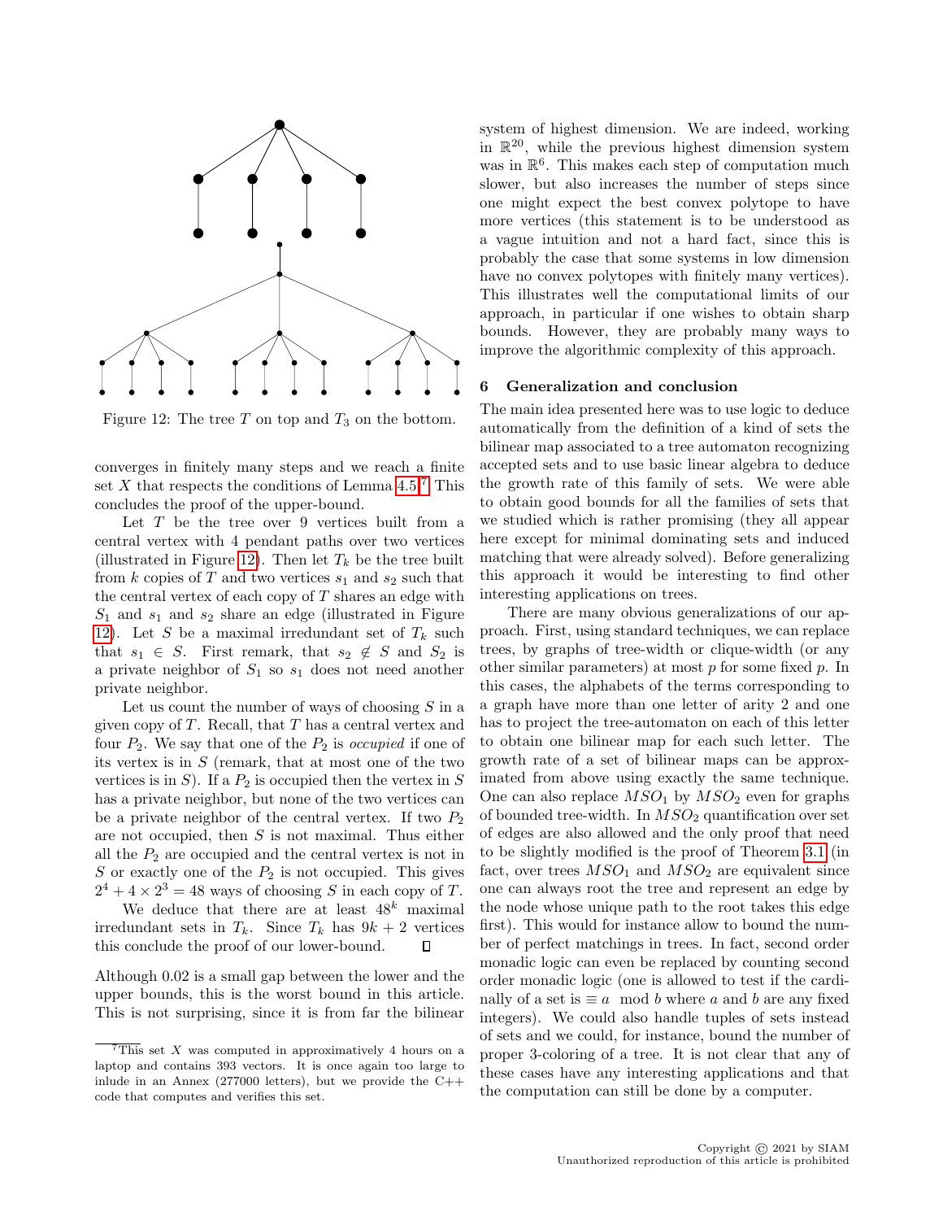Figure 12: The tree $T$ on top and $T_3$ on the bottom.

converges in finitely many steps and we reach a finite set $X$ that respects the conditions of Lemma 4.5.[7] This concludes the proof of the upper-bound.

Let $T$ be the tree over 9 vertices built from a central vertex with 4 pendant paths over two vertices (illustrated in Figure 12). Then let $T_k$ be the tree built from $k$ copies of $T$ and two vertices $s_1$ and $s_2$ such that the central vertex of each copy of $T$ shares an edge with $S_1$ and $s_1$ and $s_2$ share an edge (illustrated in Figure 12). Let $S$ be a maximal irredundant set of $T_k$ such that $s_1 \in S$. First remark, that $s_2 \notin S$ and $S_2$ is a private neighbor of $S_1$ so $s_1$ does not need another private neighbor.

Let us count the number of ways of choosing $S$ in a given copy of $T$. Recall, that $T$ has a central vertex and four $P_2$. We say that one of the $P_2$ is *occupied* if one of its vertex is in $S$ (remark, that at most one of the two vertices is in $S$). If a $P_2$ is occupied then the vertex in $S$ has a private neighbor, but none of the two vertices can be a private neighbor of the central vertex. If two $P_2$ are not occupied, then $S$ is not maximal. Thus either all the $P_2$ are occupied and the central vertex is not in $S$ or exactly one of the $P_2$ is not occupied. This gives $2^4 + 4 \times 2^3 = 48$ ways of choosing $S$ in each copy of $T$.

We deduce that there are at least $48^k$ maximal irredundant sets in $T_k$. Since $T_k$ has $9k + 2$ vertices this conclude the proof of our lower-bound. □

Although 0.02 is a small gap between the lower and the upper bounds, this is the worst bound in this article. This is not surprising, since it is from far the bilinear system of highest dimension. We are indeed, working in $\mathbb{R}^{20}$, while the previous highest dimension system was in $\mathbb{R}^6$. This makes each step of computation much slower, but also increases the number of steps since one might expect the best convex polytope to have more vertices (this statement is to be understood as a vague intuition and not a hard fact, since this is probably the case that some systems in low dimension have no convex polytopes with finitely many vertices). This illustrates well the computational limits of our approach, in particular if one wishes to obtain sharp bounds. However, they are probably many ways to improve the algorithmic complexity of this approach.

## 6 Generalization and conclusion

The main idea presented here was to use logic to deduce automatically from the definition of a kind of sets the bilinear map associated to a tree automaton recognizing accepted sets and to use basic linear algebra to deduce the growth rate of this family of sets. We were able to obtain good bounds for all the families of sets that we studied which is rather promising (they all appear here except for minimal dominating sets and induced matching that were already solved). Before generalizing this approach it would be interesting to find other interesting applications on trees.

There are many obvious generalizations of our approach. First, using standard techniques, we can replace trees, by graphs of tree-width or clique-width (or any other similar parameters) at most $p$ for some fixed $p$. In this cases, the alphabets of the terms corresponding to a graph have more than one letter of arity 2 and one has to project the tree-automaton on each of this letter to obtain one bilinear map for each such letter. The growth rate of a set of bilinear maps can be approximated from above using exactly the same technique. One can also replace $MSO_1$ by $MSO_2$ even for graphs of bounded tree-width. In $MSO_2$ quantification over set of edges are also allowed and the only proof that need to be slightly modified is the proof of Theorem 3.1 (in fact, over trees $MSO_1$ and $MSO_2$ are equivalent since one can always root the tree and represent an edge by the node whose unique path to the root takes this edge first). This would for instance allow to bound the number of perfect matchings in trees. In fact, second order monadic logic can even be replaced by counting second order monadic logic (one is allowed to test if the cardinally of a set is $\equiv a \mod b$ where $a$ and $b$ are any fixed integers). We could also handle tuples of sets instead of sets and we could, for instance, bound the number of proper 3-coloring of a tree. It is not clear that any of these cases have any interesting applications and that the computation can still be done by a computer.

[7] This set $X$ was computed in approximatively 4 hours on a laptop and contains 393 vectors. It is once again too large to inlude in an Annex (277000 letters), but we provide the C++ code that computes and verifies this set.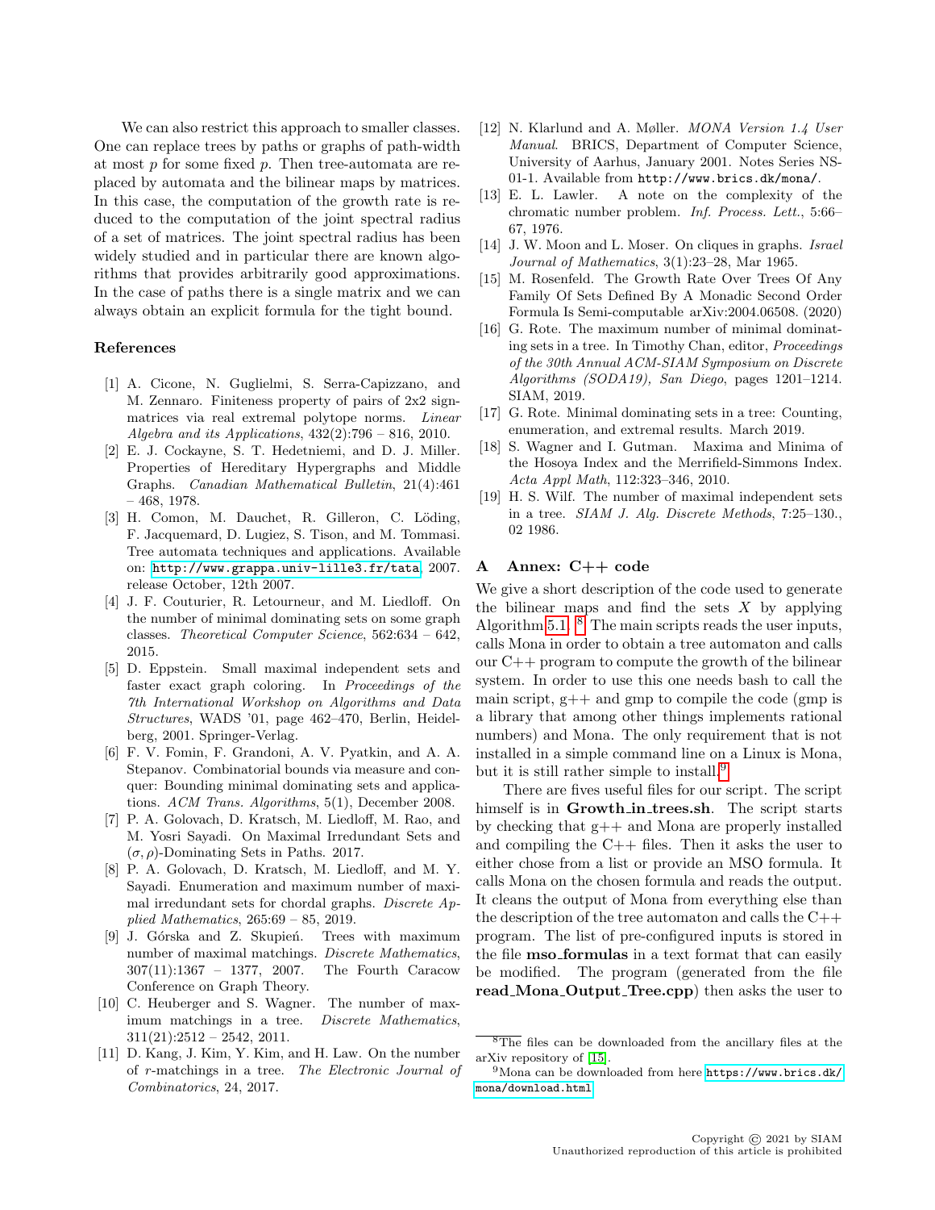We can also restrict this approach to smaller classes. One can replace trees by paths or graphs of path-width at most $p$ for some fixed $p$. Then tree-automata are replaced by automata and the bilinear maps by matrices. In this case, the computation of the growth rate is reduced to the computation of the joint spectral radius of a set of matrices. The joint spectral radius has been widely studied and in particular there are known algorithms that provides arbitrarily good approximations. In the case of paths there is a single matrix and we can always obtain an explicit formula for the tight bound.

## References

[1] A. Cicone, N. Guglielmi, S. Serra-Capizzano, and M. Zennaro. Finiteness property of pairs of 2x2 sign-matrices via real extremal polytope norms. *Linear Algebra and its Applications*, 432(2):796 – 816, 2010.

[2] E. J. Cockayne, S. T. Hedetniemi, and D. J. Miller. Properties of Hereditary Hypergraphs and Middle Graphs. *Canadian Mathematical Bulletin*, 21(4):461 – 468, 1978.

[3] H. Comon, M. Dauchet, R. Gilleron, C. Löding, F. Jacquemard, D. Lugiez, S. Tison, and M. Tommasi. Tree automata techniques and applications. Available on: `http://www.grappa.univ-lille3.fr/tata`, 2007. release October, 12th 2007.

[4] J. F. Couturier, R. Letourneur, and M. Liedloff. On the number of minimal dominating sets on some graph classes. *Theoretical Computer Science*, 562:634 – 642, 2015.

[5] D. Eppstein. Small maximal independent sets and faster exact graph coloring. In *Proceedings of the 7th International Workshop on Algorithms and Data Structures*, WADS '01, page 462–470, Berlin, Heidelberg, 2001. Springer-Verlag.

[6] F. V. Fomin, F. Grandoni, A. V. Pyatkin, and A. A. Stepanov. Combinatorial bounds via measure and conquer: Bounding minimal dominating sets and applications. *ACM Trans. Algorithms*, 5(1), December 2008.

[7] P. A. Golovach, D. Kratsch, M. Liedloff, M. Rao, and M. Yosri Sayadi. On Maximal Irredundant Sets and $(\sigma, \rho)$-Dominating Sets in Paths. 2017.

[8] P. A. Golovach, D. Kratsch, M. Liedloff, and M. Y. Sayadi. Enumeration and maximum number of maximal irredundant sets for chordal graphs. *Discrete Applied Mathematics*, 265:69 – 85, 2019.

[9] J. Górska and Z. Skupień. Trees with maximum number of maximal matchings. *Discrete Mathematics*, 307(11):1367 – 1377, 2007. The Fourth Caracow Conference on Graph Theory.

[10] C. Heuberger and S. Wagner. The number of maximum matchings in a tree. *Discrete Mathematics*, 311(21):2512 – 2542, 2011.

[11] D. Kang, J. Kim, Y. Kim, and H. Law. On the number of $r$-matchings in a tree. *The Electronic Journal of Combinatorics*, 24, 2017.

[12] N. Klarlund and A. Møller. *MONA Version 1.4 User Manual*. BRICS, Department of Computer Science, University of Aarhus, January 2001. Notes Series NS-01-1. Available from `http://www.brics.dk/mona/`.

[13] E. L. Lawler. A note on the complexity of the chromatic number problem. *Inf. Process. Lett.*, 5:66–67, 1976.

[14] J. W. Moon and L. Moser. On cliques in graphs. *Israel Journal of Mathematics*, 3(1):23–28, Mar 1965.

[15] M. Rosenfeld. The Growth Rate Over Trees Of Any Family Of Sets Defined By A Monadic Second Order Formula Is Semi-computable arXiv:2004.06508. (2020)

[16] G. Rote. The maximum number of minimal dominating sets in a tree. In Timothy Chan, editor, *Proceedings of the 30th Annual ACM-SIAM Symposium on Discrete Algorithms (SODA19), San Diego*, pages 1201–1214. SIAM, 2019.

[17] G. Rote. Minimal dominating sets in a tree: Counting, enumeration, and extremal results. March 2019.

[18] S. Wagner and I. Gutman. Maxima and Minima of the Hosoya Index and the Merrifield-Simmons Index. *Acta Appl Math*, 112:323–346, 2010.

[19] H. S. Wilf. The number of maximal independent sets in a tree. *SIAM J. Alg. Discrete Methods*, 7:25–130., 02 1986.

## A Annex: C++ code

We give a short description of the code used to generate the bilinear maps and find the sets $X$ by applying Algorithm 5.1. [8] The main scripts reads the user inputs, calls Mona in order to obtain a tree automaton and calls our C++ program to compute the growth of the bilinear system. In order to use this one needs bash to call the main script, g++ and gmp to compile the code (gmp is a library that among other things implements rational numbers) and Mona. The only requirement that is not installed in a simple command line on a Linux is Mona, but it is still rather simple to install.[9]

There are fives useful files for our script. The script himself is in **Growth_in_trees.sh**. The script starts by checking that g++ and Mona are properly installed and compiling the C++ files. Then it asks the user to either chose from a list or provide an MSO formula. It calls Mona on the chosen formula and reads the output. It cleans the output of Mona from everything else than the description of the tree automaton and calls the C++ program. The list of pre-configured inputs is stored in the file **mso_formulas** in a text format that can easily be modified. The program (generated from the file **read_Mona_Output_Tree.cpp**) then asks the user to

[8] The files can be downloaded from the ancillary files at the arXiv repository of [15].

[9] Mona can be downloaded from here `https://www.brics.dk/mona/download.html`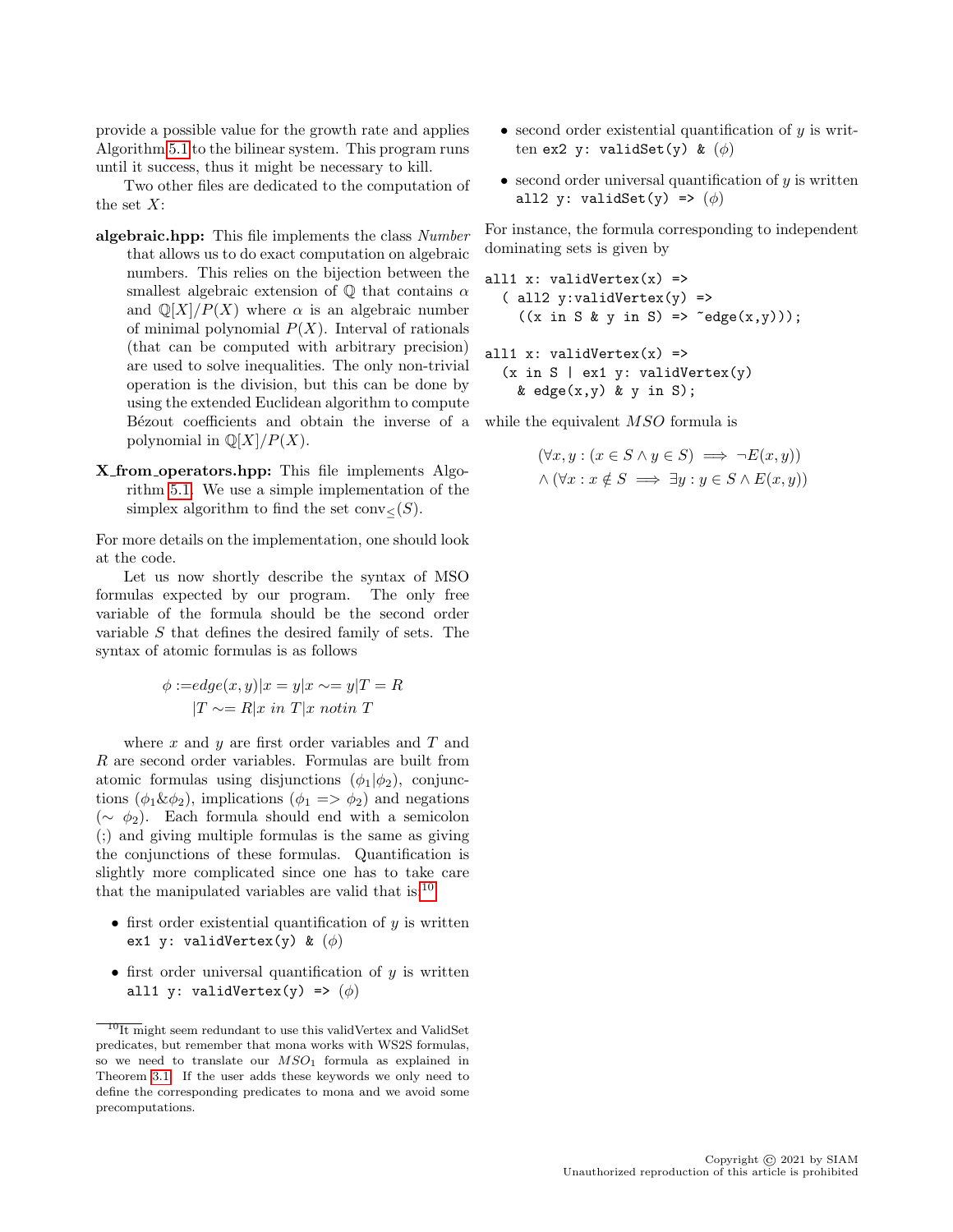provide a possible value for the growth rate and applies Algorithm 5.1 to the bilinear system. This program runs until it success, thus it might be necessary to kill.

Two other files are dedicated to the computation of the set $X$:

**algebraic.hpp:** This file implements the class *Number* that allows us to do exact computation on algebraic numbers. This relies on the bijection between the smallest algebraic extension of $\mathbb{Q}$ that contains $\alpha$ and $\mathbb{Q}[X]/P(X)$ where $\alpha$ is an algebraic number of minimal polynomial $P(X)$. Interval of rationals (that can be computed with arbitrary precision) are used to solve inequalities. The only non-trivial operation is the division, but this can be done by using the extended Euclidean algorithm to compute Bézout coefficients and obtain the inverse of a polynomial in $\mathbb{Q}[X]/P(X)$.

**X_from_operators.hpp:** This file implements Algorithm 5.1. We use a simple implementation of the simplex algorithm to find the set $\text{conv}_{\leq}(S)$.

For more details on the implementation, one should look at the code.

Let us now shortly describe the syntax of MSO formulas expected by our program. The only free variable of the formula should be the second order variable $S$ that defines the desired family of sets. The syntax of atomic formulas is as follows

$$\begin{aligned}\phi := & edge(x,y) | x = y | x \sim= y | T = R \\ & | T \sim= R | x \ in \ T | x \ notin \ T\end{aligned}$$

where $x$ and $y$ are first order variables and $T$ and $R$ are second order variables. Formulas are built from atomic formulas using disjunctions $(\phi_1 | \phi_2)$, conjunctions $(\phi_1 \& \phi_2)$, implications $(\phi_1 => \phi_2)$ and negations $(\sim \phi_2)$. Each formula should end with a semicolon (;) and giving multiple formulas is the same as giving the conjunctions of these formulas. Quantification is slightly more complicated since one has to take care that the manipulated variables are valid that is:[10]

- first order existential quantification of $y$ is written `ex1 y: validVertex(y) &` $(\phi)$
- first order universal quantification of $y$ is written `all1 y: validVertex(y) =>` $(\phi)$
- second order existential quantification of $y$ is written `ex2 y: validSet(y) &` $(\phi)$
- second order universal quantification of $y$ is written `all2 y: validSet(y) =>` $(\phi)$

For instance, the formula corresponding to independent dominating sets is given by

```
all1 x: validVertex(x) =>
  ( all2 y:validVertex(y) =>
    ((x in S & y in S) => ~edge(x,y)));

all1 x: validVertex(x) =>
  (x in S | ex1 y: validVertex(y)
    & edge(x,y) & y in S);
```

while the equivalent *MSO* formula is

$$\begin{aligned}&(\forall x, y : (x \in S \wedge y \in S) \implies \neg E(x,y)) \\ &\wedge (\forall x : x \notin S \implies \exists y : y \in S \wedge E(x,y))\end{aligned}$$

[10] It might seem redundant to use this validVertex and ValidSet predicates, but remember that mona works with WS2S formulas, so we need to translate our $MSO_1$ formula as explained in Theorem 3.1. If the user adds these keywords we only need to define the corresponding predicates to mona and we avoid some precomputations.

Copyright © 2021 by SIAM
Unauthorized reproduction of this article is prohibited